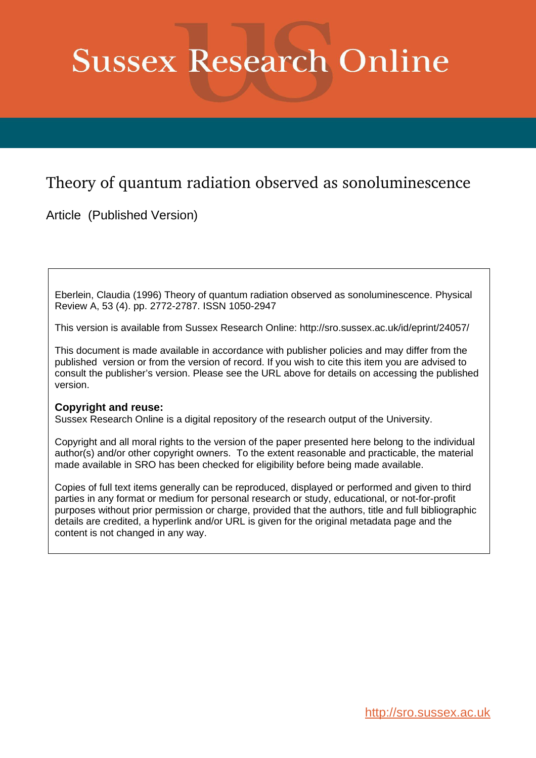# Sussex Research Online

## Theory of quantum radiation observed as sonoluminescence

Article (Published Version)

Eberlein, Claudia (1996) Theory of quantum radiation observed as sonoluminescence. Physical Review A, 53 (4). pp. 2772-2787. ISSN 1050-2947

This version is available from Sussex Research Online: http://sro.sussex.ac.uk/id/eprint/24057/

This document is made available in accordance with publisher policies and may differ from the published version or from the version of record. If you wish to cite this item you are advised to consult the publisher's version. Please see the URL above for details on accessing the published version.

**Copyright and reuse:**
Sussex Research Online is a digital repository of the research output of the University.

Copyright and all moral rights to the version of the paper presented here belong to the individual author(s) and/or other copyright owners. To the extent reasonable and practicable, the material made available in SRO has been checked for eligibility before being made available.

Copies of full text items generally can be reproduced, displayed or performed and given to third parties in any format or medium for personal research or study, educational, or not-for-profit purposes without prior permission or charge, provided that the authors, title and full bibliographic details are credited, a hyperlink and/or URL is given for the original metadata page and the content is not changed in any way.

http://sro.sussex.ac.uk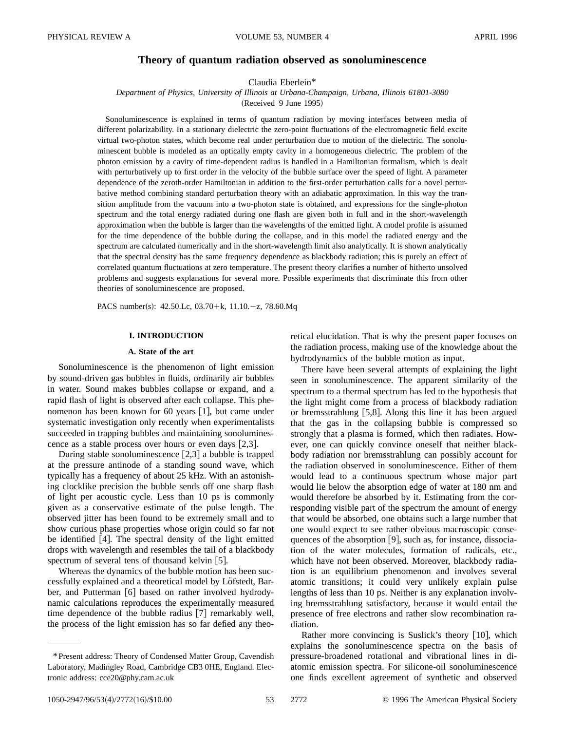# Theory of quantum radiation observed as sonoluminescence

Claudia Eberlein*

*Department of Physics, University of Illinois at Urbana-Champaign, Urbana, Illinois 61801-3080*

(Received 9 June 1995)

Sonoluminescence is explained in terms of quantum radiation by moving interfaces between media of different polarizability. In a stationary dielectric the zero-point fluctuations of the electromagnetic field excite virtual two-photon states, which become real under perturbation due to motion of the dielectric. The sonoluminescent bubble is modeled as an optically empty cavity in a homogeneous dielectric. The problem of the photon emission by a cavity of time-dependent radius is handled in a Hamiltonian formalism, which is dealt with perturbatively up to first order in the velocity of the bubble surface over the speed of light. A parameter dependence of the zeroth-order Hamiltonian in addition to the first-order perturbation calls for a novel perturbative method combining standard perturbation theory with an adiabatic approximation. In this way the transition amplitude from the vacuum into a two-photon state is obtained, and expressions for the single-photon spectrum and the total energy radiated during one flash are given both in full and in the short-wavelength approximation when the bubble is larger than the wavelengths of the emitted light. A model profile is assumed for the time dependence of the bubble during the collapse, and in this model the radiated energy and the spectrum are calculated numerically and in the short-wavelength limit also analytically. It is shown analytically that the spectral density has the same frequency dependence as blackbody radiation; this is purely an effect of correlated quantum fluctuations at zero temperature. The present theory clarifies a number of hitherto unsolved problems and suggests explanations for several more. Possible experiments that discriminate this from other theories of sonoluminescence are proposed.

PACS number(s): 42.50.Lc, 03.70.+k, 11.10.−z, 78.60.Mq

## I. INTRODUCTION

### A. State of the art

Sonoluminescence is the phenomenon of light emission by sound-driven gas bubbles in fluids, ordinarily air bubbles in water. Sound makes bubbles collapse or expand, and a rapid flash of light is observed after each collapse. This phenomenon has been known for 60 years [1], but came under systematic investigation only recently when experimentalists succeeded in trapping bubbles and maintaining sonoluminescence as a stable process over hours or even days [2,3].

During stable sonoluminescence [2,3] a bubble is trapped at the pressure antinode of a standing sound wave, which typically has a frequency of about 25 kHz. With an astonishing clocklike precision the bubble sends off one sharp flash of light per acoustic cycle. Less than 10 ps is commonly given as a conservative estimate of the pulse length. The observed jitter has been found to be extremely small and to show curious phase properties whose origin could so far not be identified [4]. The spectral density of the light emitted drops with wavelength and resembles the tail of a blackbody spectrum of several tens of thousand kelvin [5].

Whereas the dynamics of the bubble motion has been successfully explained and a theoretical model by Löfstedt, Barber, and Putterman [6] based on rather involved hydrodynamic calculations reproduces the experimentally measured time dependence of the bubble radius [7] remarkably well, the process of the light emission has so far defied any theoretical elucidation. That is why the present paper focuses on the radiation process, making use of the knowledge about the hydrodynamics of the bubble motion as input.

There have been several attempts of explaining the light seen in sonoluminescence. The apparent similarity of the spectrum to a thermal spectrum has led to the hypothesis that the light might come from a process of blackbody radiation or bremsstrahlung [5,8]. Along this line it has been argued that the gas in the collapsing bubble is compressed so strongly that a plasma is formed, which then radiates. However, one can quickly convince oneself that neither blackbody radiation nor bremsstrahlung can possibly account for the radiation observed in sonoluminescence. Either of them would lead to a continuous spectrum whose major part would lie below the absorption edge of water at 180 nm and would therefore be absorbed by it. Estimating from the corresponding visible part of the spectrum the amount of energy that would be absorbed, one obtains such a large number that one would expect to see rather obvious macroscopic consequences of the absorption [9], such as, for instance, dissociation of the water molecules, formation of radicals, etc., which have not been observed. Moreover, blackbody radiation is an equilibrium phenomenon and involves several atomic transitions; it could very unlikely explain pulse lengths of less than 10 ps. Neither is any explanation involving bremsstrahlung satisfactory, because it would entail the presence of free electrons and rather slow recombination radiation.

Rather more convincing is Suslick's theory [10], which explains the sonoluminescence spectra on the basis of pressure-broadened rotational and vibrational lines in diatomic emission spectra. For silicone-oil sonoluminescence one finds excellent agreement of synthetic and observed

*Present address: Theory of Condensed Matter Group, Cavendish Laboratory, Madingley Road, Cambridge CB3 0HE, England. Electronic address: cce20@phy.cam.ac.uk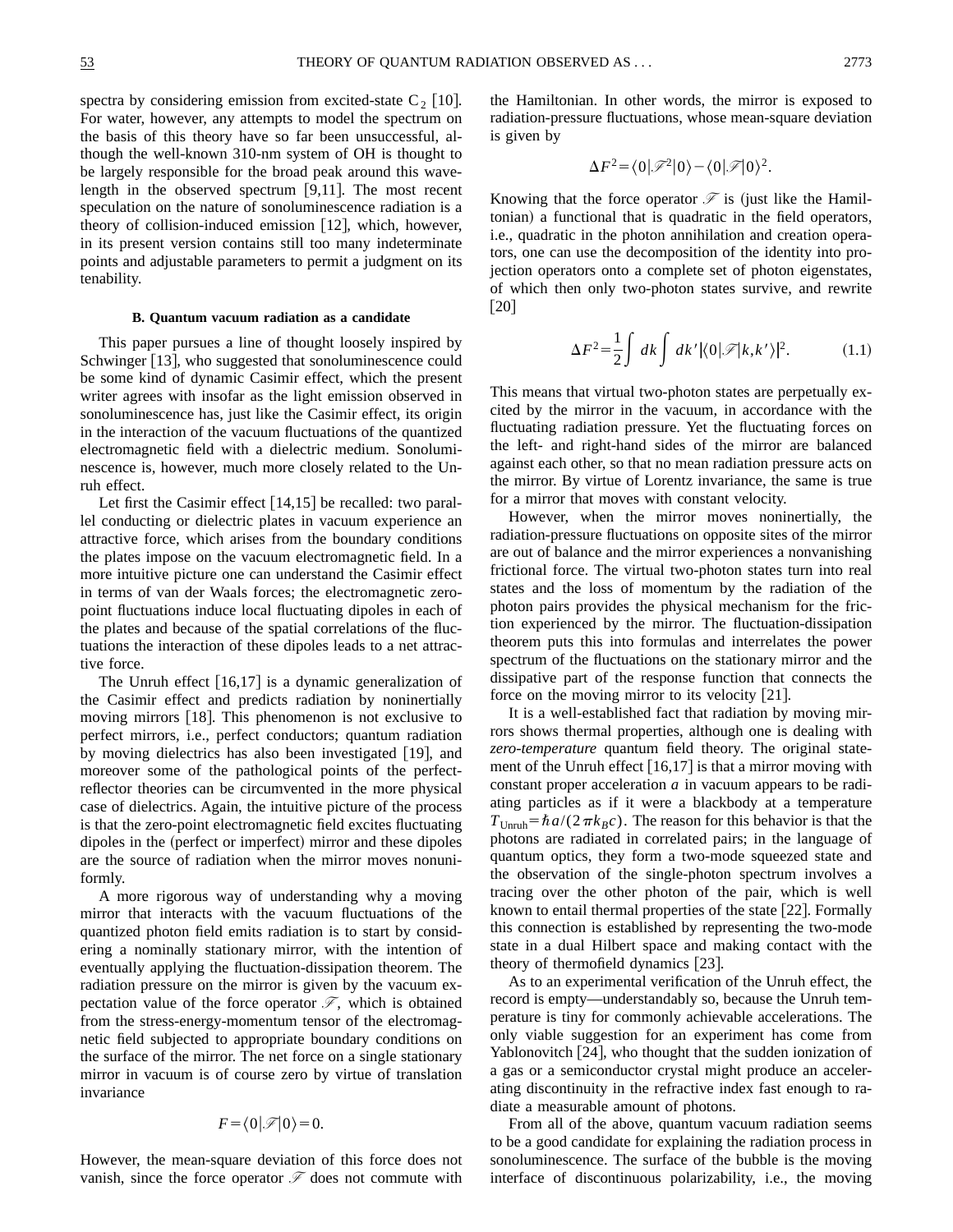spectra by considering emission from excited-state $C_2$ [10]. For water, however, any attempts to model the spectrum on the basis of this theory have so far been unsuccessful, although the well-known 310-nm system of OH is thought to be largely responsible for the broad peak around this wavelength in the observed spectrum [9,11]. The most recent speculation on the nature of sonoluminescence radiation is a theory of collision-induced emission [12], which, however, in its present version contains still too many indeterminate points and adjustable parameters to permit a judgment on its tenability.

### B. Quantum vacuum radiation as a candidate

This paper pursues a line of thought loosely inspired by Schwinger [13], who suggested that sonoluminescence could be some kind of dynamic Casimir effect, which the present writer agrees with insofar as the light emission observed in sonoluminescence has, just like the Casimir effect, its origin in the interaction of the vacuum fluctuations of the quantized electromagnetic field with a dielectric medium. Sonoluminescence is, however, much more closely related to the Unruh effect.

Let first the Casimir effect [14,15] be recalled: two parallel conducting or dielectric plates in vacuum experience an attractive force, which arises from the boundary conditions the plates impose on the vacuum electromagnetic field. In a more intuitive picture one can understand the Casimir effect in terms of van der Waals forces; the electromagnetic zero-point fluctuations induce local fluctuating dipoles in each of the plates and because of the spatial correlations of the fluctuations the interaction of these dipoles leads to a net attractive force.

The Unruh effect [16,17] is a dynamic generalization of the Casimir effect and predicts radiation by noninertially moving mirrors [18]. This phenomenon is not exclusive to perfect mirrors, i.e., perfect conductors; quantum radiation by moving dielectrics has also been investigated [19], and moreover some of the pathological points of the perfect-reflector theories can be circumvented in the more physical case of dielectrics. Again, the intuitive picture of the process is that the zero-point electromagnetic field excites fluctuating dipoles in the (perfect or imperfect) mirror and these dipoles are the source of radiation when the mirror moves nonuniformly.

A more rigorous way of understanding why a moving mirror that interacts with the vacuum fluctuations of the quantized photon field emits radiation is to start by considering a nominally stationary mirror, with the intention of eventually applying the fluctuation-dissipation theorem. The radiation pressure on the mirror is given by the vacuum expectation value of the force operator $\mathscr{F}$, which is obtained from the stress-energy-momentum tensor of the electromagnetic field subjected to appropriate boundary conditions on the surface of the mirror. The net force on a single stationary mirror in vacuum is of course zero by virtue of translation invariance

$$F = \langle 0|\mathscr{F}|0\rangle = 0.$$

However, the mean-square deviation of this force does not vanish, since the force operator $\mathscr{F}$ does not commute with the Hamiltonian. In other words, the mirror is exposed to radiation-pressure fluctuations, whose mean-square deviation is given by

$$\Delta F^2 = \langle 0|\mathscr{F}^2|0\rangle - \langle 0|\mathscr{F}|0\rangle^2.$$

Knowing that the force operator $\mathscr{F}$ is (just like the Hamiltonian) a functional that is quadratic in the field operators, i.e., quadratic in the photon annihilation and creation operators, one can use the decomposition of the identity into projection operators onto a complete set of photon eigenstates, of which then only two-photon states survive, and rewrite [20]

$$\Delta F^2 = \frac{1}{2}\int dk \int dk' |\langle 0|\mathscr{F}|k,k'\rangle|^2. \tag{1.1}$$

This means that virtual two-photon states are perpetually excited by the mirror in the vacuum, in accordance with the fluctuating radiation pressure. Yet the fluctuating forces on the left- and right-hand sides of the mirror are balanced against each other, so that no mean radiation pressure acts on the mirror. By virtue of Lorentz invariance, the same is true for a mirror that moves with constant velocity.

However, when the mirror moves noninertially, the radiation-pressure fluctuations on opposite sites of the mirror are out of balance and the mirror experiences a nonvanishing frictional force. The virtual two-photon states turn into real states and the loss of momentum by the radiation of the photon pairs provides the physical mechanism for the friction experienced by the mirror. The fluctuation-dissipation theorem puts this into formulas and interrelates the power spectrum of the fluctuations on the stationary mirror and the dissipative part of the response function that connects the force on the moving mirror to its velocity [21].

It is a well-established fact that radiation by moving mirrors shows thermal properties, although one is dealing with *zero-temperature* quantum field theory. The original statement of the Unruh effect [16,17] is that a mirror moving with constant proper acceleration $a$ in vacuum appears to be radiating particles as if it were a blackbody at a temperature $T_{\mathrm{Unruh}} = \hbar a/(2\pi k_B c)$. The reason for this behavior is that the photons are radiated in correlated pairs; in the language of quantum optics, they form a two-mode squeezed state and the observation of the single-photon spectrum involves a tracing over the other photon of the pair, which is well known to entail thermal properties of the state [22]. Formally this connection is established by representing the two-mode state in a dual Hilbert space and making contact with the theory of thermofield dynamics [23].

As to an experimental verification of the Unruh effect, the record is empty—understandably so, because the Unruh temperature is tiny for commonly achievable accelerations. The only viable suggestion for an experiment has come from Yablonovitch [24], who thought that the sudden ionization of a gas or a semiconductor crystal might produce an accelerating discontinuity in the refractive index fast enough to radiate a measurable amount of photons.

From all of the above, quantum vacuum radiation seems to be a good candidate for explaining the radiation process in sonoluminescence. The surface of the bubble is the moving interface of discontinuous polarizability, i.e., the moving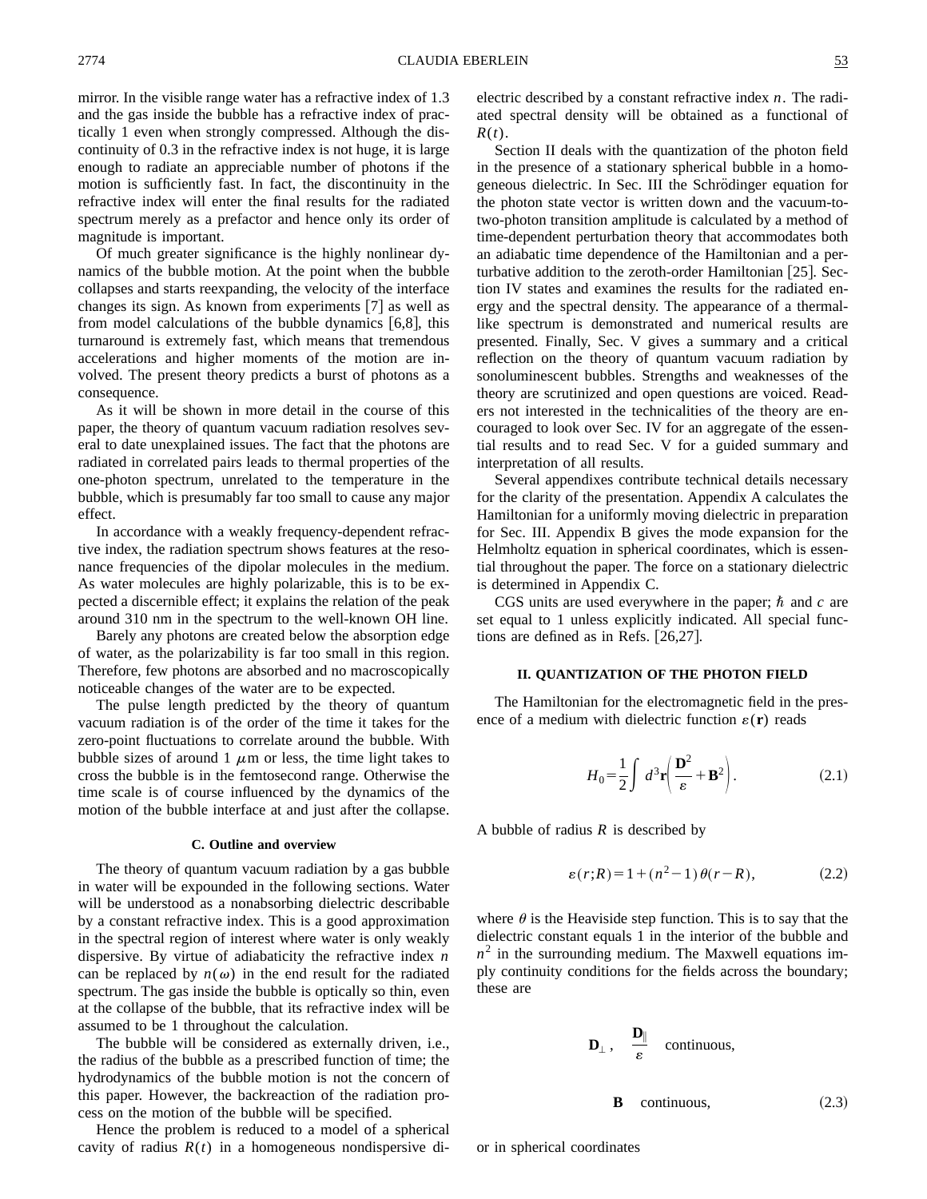mirror. In the visible range water has a refractive index of 1.3 and the gas inside the bubble has a refractive index of practically 1 even when strongly compressed. Although the discontinuity of 0.3 in the refractive index is not huge, it is large enough to radiate an appreciable number of photons if the motion is sufficiently fast. In fact, the discontinuity in the refractive index will enter the final results for the radiated spectrum merely as a prefactor and hence only its order of magnitude is important.

Of much greater significance is the highly nonlinear dynamics of the bubble motion. At the point when the bubble collapses and starts reexpanding, the velocity of the interface changes its sign. As known from experiments [7] as well as from model calculations of the bubble dynamics [6,8], this turnaround is extremely fast, which means that tremendous accelerations and higher moments of the motion are involved. The present theory predicts a burst of photons as a consequence.

As it will be shown in more detail in the course of this paper, the theory of quantum vacuum radiation resolves several to date unexplained issues. The fact that the photons are radiated in correlated pairs leads to thermal properties of the one-photon spectrum, unrelated to the temperature in the bubble, which is presumably far too small to cause any major effect.

In accordance with a weakly frequency-dependent refractive index, the radiation spectrum shows features at the resonance frequencies of the dipolar molecules in the medium. As water molecules are highly polarizable, this is to be expected a discernible effect; it explains the relation of the peak around 310 nm in the spectrum to the well-known OH line.

Barely any photons are created below the absorption edge of water, as the polarizability is far too small in this region. Therefore, few photons are absorbed and no macroscopically noticeable changes of the water are to be expected.

The pulse length predicted by the theory of quantum vacuum radiation is of the order of the time it takes for the zero-point fluctuations to correlate around the bubble. With bubble sizes of around 1 $\mu$m or less, the time light takes to cross the bubble is in the femtosecond range. Otherwise the time scale is of course influenced by the dynamics of the motion of the bubble interface at and just after the collapse.

### C. Outline and overview

The theory of quantum vacuum radiation by a gas bubble in water will be expounded in the following sections. Water will be understood as a nonabsorbing dielectric describable by a constant refractive index. This is a good approximation in the spectral region of interest where water is only weakly dispersive. By virtue of adiabaticity the refractive index $n$ can be replaced by $n(\omega)$ in the end result for the radiated spectrum. The gas inside the bubble is optically so thin, even at the collapse of the bubble, that its refractive index will be assumed to be 1 throughout the calculation.

The bubble will be considered as externally driven, i.e., the radius of the bubble as a prescribed function of time; the hydrodynamics of the bubble motion is not the concern of this paper. However, the backreaction of the radiation process on the motion of the bubble will be specified.

Hence the problem is reduced to a model of a spherical cavity of radius $R(t)$ in a homogeneous nondispersive dielectric described by a constant refractive index $n$. The radiated spectral density will be obtained as a functional of $R(t)$.

Section II deals with the quantization of the photon field in the presence of a stationary spherical bubble in a homogeneous dielectric. In Sec. III the Schrödinger equation for the photon state vector is written down and the vacuum-to-two-photon transition amplitude is calculated by a method of time-dependent perturbation theory that accommodates both an adiabatic time dependence of the Hamiltonian and a perturbative addition to the zeroth-order Hamiltonian [25]. Section IV states and examines the results for the radiated energy and the spectral density. The appearance of a thermal-like spectrum is demonstrated and numerical results are presented. Finally, Sec. V gives a summary and a critical reflection on the theory of quantum vacuum radiation by sonoluminescent bubbles. Strengths and weaknesses of the theory are scrutinized and open questions are voiced. Readers not interested in the technicalities of the theory are encouraged to look over Sec. IV for an aggregate of the essential results and to read Sec. V for a guided summary and interpretation of all results.

Several appendixes contribute technical details necessary for the clarity of the presentation. Appendix A calculates the Hamiltonian for a uniformly moving dielectric in preparation for Sec. III. Appendix B gives the mode expansion for the Helmholtz equation in spherical coordinates, which is essential throughout the paper. The force on a stationary dielectric is determined in Appendix C.

CGS units are used everywhere in the paper; $\hbar$ and $c$ are set equal to 1 unless explicitly indicated. All special functions are defined as in Refs. [26,27].

## II. QUANTIZATION OF THE PHOTON FIELD

The Hamiltonian for the electromagnetic field in the presence of a medium with dielectric function $\varepsilon(\mathbf{r})$ reads

$$H_0=\frac{1}{2}\int d^3\mathbf{r}\left(\frac{\mathbf{D}^2}{\varepsilon}+\mathbf{B}^2\right). \tag{2.1}$$

A bubble of radius $R$ is described by

$$\varepsilon(r;R)=1+(n^2-1)\,\theta(r-R), \tag{2.2}$$

where $\theta$ is the Heaviside step function. This is to say that the dielectric constant equals 1 in the interior of the bubble and $n^2$ in the surrounding medium. The Maxwell equations imply continuity conditions for the fields across the boundary; these are

$$\mathbf{D}_\perp\,,\quad \frac{\mathbf{D}_\parallel}{\varepsilon}\quad \text{continuous},$$

$$\mathbf{B}\quad \text{continuous}, \tag{2.3}$$

or in spherical coordinates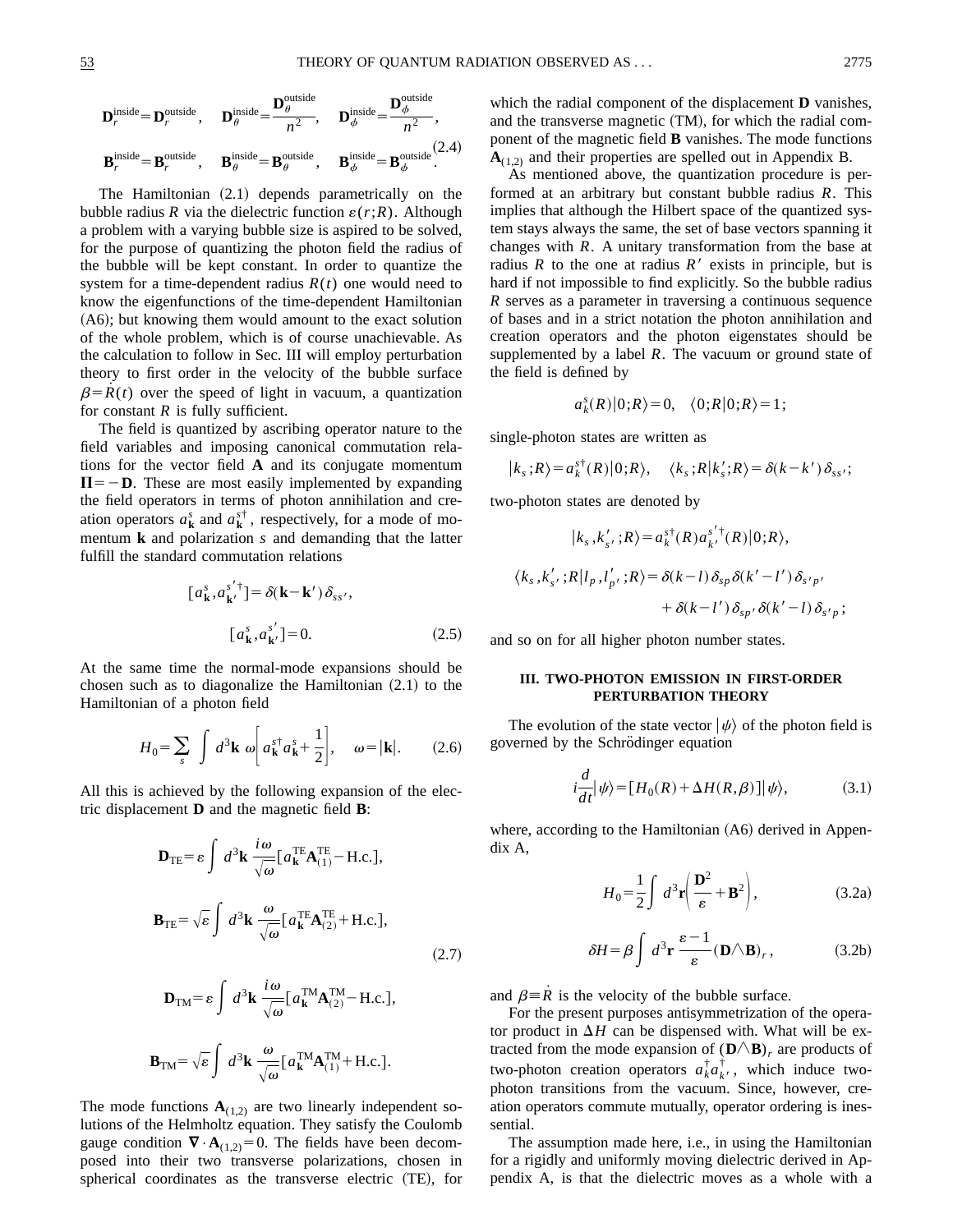$$\mathbf{D}_r^{\text{inside}}=\mathbf{D}_r^{\text{outside}},\quad \mathbf{D}_\theta^{\text{inside}}=\frac{\mathbf{D}_\theta^{\text{outside}}}{n^2},\quad \mathbf{D}_\phi^{\text{inside}}=\frac{\mathbf{D}_\phi^{\text{outside}}}{n^2},$$
$$\mathbf{B}_r^{\text{inside}}=\mathbf{B}_r^{\text{outside}},\quad \mathbf{B}_\theta^{\text{inside}}=\mathbf{B}_\theta^{\text{outside}},\quad \mathbf{B}_\phi^{\text{inside}}=\mathbf{B}_\phi^{\text{outside}}. \tag{2.4}$$

The Hamiltonian (2.1) depends parametrically on the bubble radius $R$ via the dielectric function $\varepsilon(r;R)$. Although a problem with a varying bubble size is aspired to be solved, for the purpose of quantizing the photon field the radius of the bubble will be kept constant. In order to quantize the system for a time-dependent radius $R(t)$ one would need to know the eigenfunctions of the time-dependent Hamiltonian (A6); but knowing them would amount to the exact solution of the whole problem, which is of course unachievable. As the calculation to follow in Sec. III will employ perturbation theory to first order in the velocity of the bubble surface $\beta=\dot{R}(t)$ over the speed of light in vacuum, a quantization for constant $R$ is fully sufficient.

The field is quantized by ascribing operator nature to the field variables and imposing canonical commutation relations for the vector field $\mathbf{A}$ and its conjugate momentum $\mathbf{\Pi}=-\mathbf{D}$. These are most easily implemented by expanding the field operators in terms of photon annihilation and creation operators $a_{\mathbf{k}}^s$ and $a_{\mathbf{k}}^{s\dagger}$, respectively, for a mode of momentum $\mathbf{k}$ and polarization $s$ and demanding that the latter fulfill the standard commutation relations

$$[a_{\mathbf{k}}^s,a_{\mathbf{k}'}^{s'\dagger}]=\delta(\mathbf{k}-\mathbf{k}')\,\delta_{ss'},$$
$$[a_{\mathbf{k}}^s,a_{\mathbf{k}'}^{s'}]=0. \tag{2.5}$$

At the same time the normal-mode expansions should be chosen such as to diagonalize the Hamiltonian (2.1) to the Hamiltonian of a photon field

$$H_0=\sum_s\int d^3\mathbf{k}\;\omega\left[a_{\mathbf{k}}^{s\dagger}a_{\mathbf{k}}^s+\frac{1}{2}\right],\quad \omega=|\mathbf{k}|. \tag{2.6}$$

All this is achieved by the following expansion of the electric displacement $\mathbf{D}$ and the magnetic field $\mathbf{B}$:

$$\mathbf{D}_{\text{TE}}=\varepsilon\int d^3\mathbf{k}\;\frac{i\omega}{\sqrt{\omega}}[a_{\mathbf{k}}^{\text{TE}}\mathbf{A}_{(1)}^{\text{TE}}-\text{H.c.}],$$
$$\mathbf{B}_{\text{TE}}=\sqrt{\varepsilon}\int d^3\mathbf{k}\;\frac{\omega}{\sqrt{\omega}}[a_{\mathbf{k}}^{\text{TE}}\mathbf{A}_{(2)}^{\text{TE}}+\text{H.c.}],$$
$$\mathbf{D}_{\text{TM}}=\varepsilon\int d^3\mathbf{k}\;\frac{i\omega}{\sqrt{\omega}}[a_{\mathbf{k}}^{\text{TM}}\mathbf{A}_{(2)}^{\text{TM}}-\text{H.c.}],$$
$$\mathbf{B}_{\text{TM}}=\sqrt{\varepsilon}\int d^3\mathbf{k}\;\frac{\omega}{\sqrt{\omega}}[a_{\mathbf{k}}^{\text{TM}}\mathbf{A}_{(1)}^{\text{TM}}+\text{H.c.}]. \tag{2.7}$$

The mode functions $\mathbf{A}_{(1,2)}$ are two linearly independent solutions of the Helmholtz equation. They satisfy the Coulomb gauge condition $\nabla\cdot\mathbf{A}_{(1,2)}=0$. The fields have been decomposed into their two transverse polarizations, chosen in spherical coordinates as the transverse electric (TE), for which the radial component of the displacement $\mathbf{D}$ vanishes, and the transverse magnetic (TM), for which the radial component of the magnetic field $\mathbf{B}$ vanishes. The mode functions $\mathbf{A}_{(1,2)}$ and their properties are spelled out in Appendix B.

As mentioned above, the quantization procedure is performed at an arbitrary but constant bubble radius $R$. This implies that although the Hilbert space of the quantized system stays always the same, the set of base vectors spanning it changes with $R$. A unitary transformation from the base at radius $R$ to the one at radius $R'$ exists in principle, but is hard if not impossible to find explicitly. So the bubble radius $R$ serves as a parameter in traversing a continuous sequence of bases and in a strict notation the photon annihilation and creation operators and the photon eigenstates should be supplemented by a label $R$. The vacuum or ground state of the field is defined by

$$a_k^s(R)|0;R\rangle=0,\quad \langle 0;R|0;R\rangle=1;$$

single-photon states are written as

$$|k_s;R\rangle=a_k^{s\dagger}(R)|0;R\rangle,\quad \langle k_s;R|k_s';R\rangle=\delta(k-k')\,\delta_{ss'};$$

two-photon states are denoted by

$$|k_s,k'_{s'};R\rangle=a_k^{s\dagger}(R)a_{k'}^{s'\dagger}(R)|0;R\rangle,$$
$$\langle k_s,k'_{s'};R|l_p,l'_{p'};R\rangle=\delta(k-l)\,\delta_{sp}\,\delta(k'-l')\,\delta_{s'p'}+\delta(k-l')\,\delta_{sp'}\,\delta(k'-l)\,\delta_{s'p};$$

and so on for all higher photon number states.

## III. TWO-PHOTON EMISSION IN FIRST-ORDER PERTURBATION THEORY

The evolution of the state vector $|\psi\rangle$ of the photon field is governed by the Schrödinger equation

$$i\frac{d}{dt}|\psi\rangle=[H_0(R)+\Delta H(R,\beta)]|\psi\rangle, \tag{3.1}$$

where, according to the Hamiltonian (A6) derived in Appendix A,

$$H_0=\frac{1}{2}\int d^3\mathbf{r}\left(\frac{\mathbf{D}^2}{\varepsilon}+\mathbf{B}^2\right), \tag{3.2a}$$

$$\delta H=\beta\int d^3\mathbf{r}\;\frac{\varepsilon-1}{\varepsilon}(\mathbf{D}\wedge\mathbf{B})_r, \tag{3.2b}$$

and $\beta\equiv\dot{R}$ is the velocity of the bubble surface.

For the present purposes antisymmetrization of the operator product in $\Delta H$ can be dispensed with. What will be extracted from the mode expansion of $(\mathbf{D}\wedge\mathbf{B})_r$ are products of two-photon creation operators $a_k^\dagger a_{k'}^\dagger$, which induce two-photon transitions from the vacuum. Since, however, creation operators commute mutually, operator ordering is inessential.

The assumption made here, i.e., in using the Hamiltonian for a rigidly and uniformly moving dielectric derived in Appendix A, is that the dielectric moves as a whole with a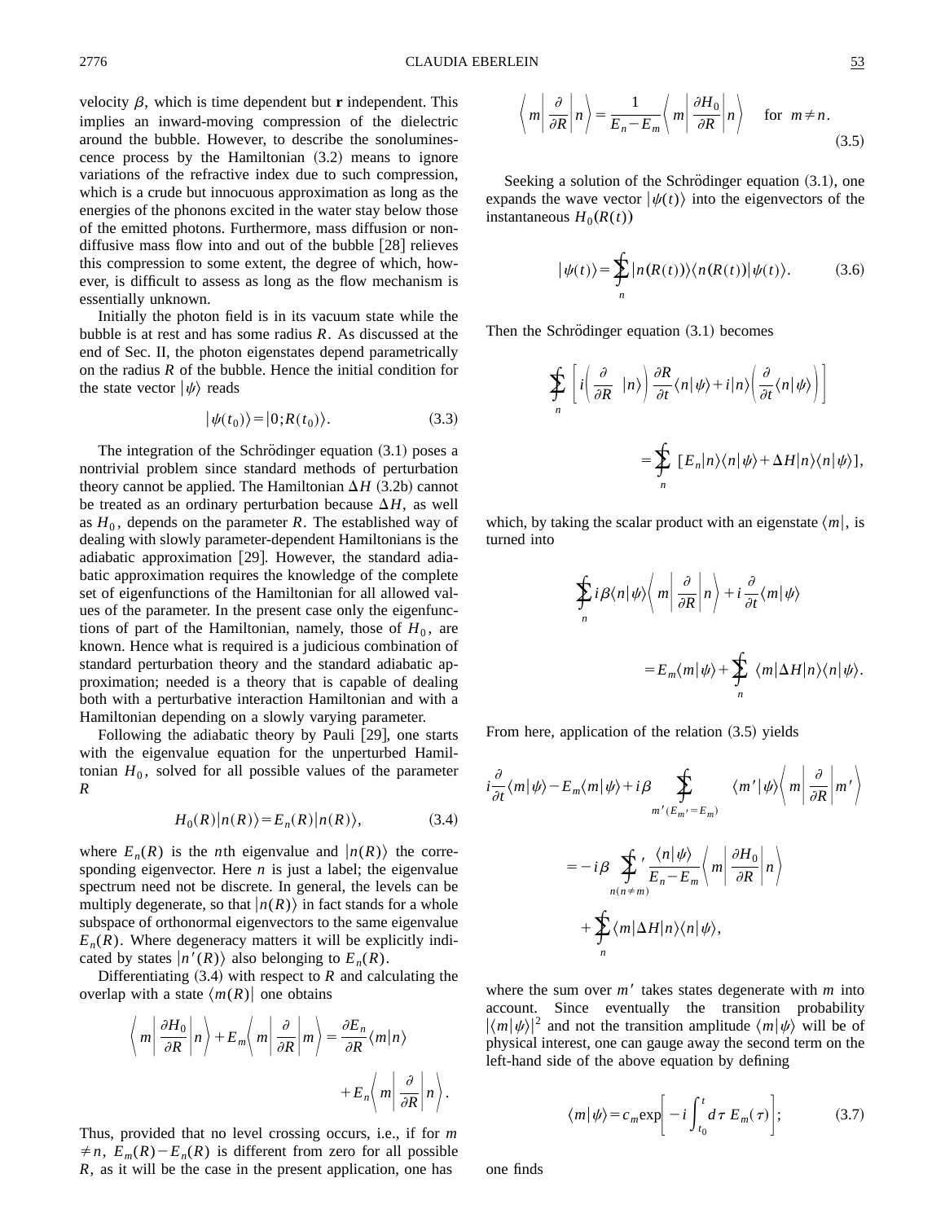velocity $\beta$, which is time dependent but $\mathbf{r}$ independent. This implies an inward-moving compression of the dielectric around the bubble. However, to describe the sonoluminescence process by the Hamiltonian (3.2) means to ignore variations of the refractive index due to such compression, which is a crude but innocuous approximation as long as the energies of the phonons excited in the water stay below those of the emitted photons. Furthermore, mass diffusion or nondiffusive mass flow into and out of the bubble [28] relieves this compression to some extent, the degree of which, however, is difficult to assess as long as the flow mechanism is essentially unknown.

Initially the photon field is in its vacuum state while the bubble is at rest and has some radius $R$. As discussed at the end of Sec. II, the photon eigenstates depend parametrically on the radius $R$ of the bubble. Hence the initial condition for the state vector $|\psi\rangle$ reads

$$|\psi(t_0)\rangle = |0;R(t_0)\rangle. \tag{3.3}$$

The integration of the Schrödinger equation (3.1) poses a nontrivial problem since standard methods of perturbation theory cannot be applied. The Hamiltonian $\Delta H$ (3.2b) cannot be treated as an ordinary perturbation because $\Delta H$, as well as $H_0$, depends on the parameter $R$. The established way of dealing with slowly parameter-dependent Hamiltonians is the adiabatic approximation [29]. However, the standard adiabatic approximation requires the knowledge of the complete set of eigenfunctions of the Hamiltonian for all allowed values of the parameter. In the present case only the eigenfunctions of part of the Hamiltonian, namely, those of $H_0$, are known. Hence what is required is a judicious combination of standard perturbation theory and the standard adiabatic approximation; needed is a theory that is capable of dealing both with a perturbative interaction Hamiltonian and with a Hamiltonian depending on a slowly varying parameter.

Following the adiabatic theory by Pauli [29], one starts with the eigenvalue equation for the unperturbed Hamiltonian $H_0$, solved for all possible values of the parameter $R$

$$H_0(R)|n(R)\rangle = E_n(R)|n(R)\rangle, \tag{3.4}$$

where $E_n(R)$ is the $n$th eigenvalue and $|n(R)\rangle$ the corresponding eigenvector. Here $n$ is just a label; the eigenvalue spectrum need not be discrete. In general, the levels can be multiply degenerate, so that $|n(R)\rangle$ in fact stands for a whole subspace of orthonormal eigenvectors to the same eigenvalue $E_n(R)$. Where degeneracy matters it will be explicitly indicated by states $|n'(R)\rangle$ also belonging to $E_n(R)$.

Differentiating (3.4) with respect to $R$ and calculating the overlap with a state $\langle m(R)|$ one obtains

$$\left\langle m\left|\frac{\partial H_0}{\partial R}\right|n\right\rangle + E_m\left\langle m\left|\frac{\partial}{\partial R}\right|m\right\rangle = \frac{\partial E_n}{\partial R}\langle m|n\rangle + E_n\left\langle m\left|\frac{\partial}{\partial R}\right|n\right\rangle.$$

Thus, provided that no level crossing occurs, i.e., if for $m \neq n$, $E_m(R)-E_n(R)$ is different from zero for all possible $R$, as it will be the case in the present application, one has

$$\left\langle m\left|\frac{\partial}{\partial R}\right|n\right\rangle = \frac{1}{E_n-E_m}\left\langle m\left|\frac{\partial H_0}{\partial R}\right|n\right\rangle \quad \text{for } m\neq n. \tag{3.5}$$

Seeking a solution of the Schrödinger equation (3.1), one expands the wave vector $|\psi(t)\rangle$ into the eigenvectors of the instantaneous $H_0(R(t))$

$$|\psi(t)\rangle = \sum\!\!\!\!\!\!\int_n |n(R(t))\rangle\langle n(R(t))|\psi(t)\rangle. \tag{3.6}$$

Then the Schrödinger equation (3.1) becomes

$$\sum\!\!\!\!\!\!\int_n \left[ i\left(\frac{\partial}{\partial R}\;|n\rangle\right)\frac{\partial R}{\partial t}\langle n|\psi\rangle + i|n\rangle\left(\frac{\partial}{\partial t}\langle n|\psi\rangle\right)\right] = \sum\!\!\!\!\!\!\int_n \left[E_n|n\rangle\langle n|\psi\rangle + \Delta H|n\rangle\langle n|\psi\rangle\right],$$

which, by taking the scalar product with an eigenstate $\langle m|$, is turned into

$$\sum\!\!\!\!\!\!\int_n i\beta\langle n|\psi\rangle\left\langle m\left|\frac{\partial}{\partial R}\right|n\right\rangle + i\frac{\partial}{\partial t}\langle m|\psi\rangle = E_m\langle m|\psi\rangle + \sum\!\!\!\!\!\!\int_n \langle m|\Delta H|n\rangle\langle n|\psi\rangle.$$

From here, application of the relation (3.5) yields

$$i\frac{\partial}{\partial t}\langle m|\psi\rangle - E_m\langle m|\psi\rangle + i\beta \sum\!\!\!\!\!\!\int_{m'(E_{m'}=E_m)} \langle m'|\psi\rangle\left\langle m\left|\frac{\partial}{\partial R}\right|m'\right\rangle = -i\beta\sum\!\!\!\!\!\!\int_{n(n\neq m)}{}' \frac{\langle n|\psi\rangle}{E_n-E_m}\left\langle m\left|\frac{\partial H_0}{\partial R}\right|n\right\rangle + \sum\!\!\!\!\!\!\int_n \langle m|\Delta H|n\rangle\langle n|\psi\rangle,$$

where the sum over $m'$ takes states degenerate with $m$ into account. Since eventually the transition probability $|\langle m|\psi\rangle|^2$ and not the transition amplitude $\langle m|\psi\rangle$ will be of physical interest, one can gauge away the second term on the left-hand side of the above equation by defining

$$\langle m|\psi\rangle = c_m \exp\left[-i\int_{t_0}^{t} d\tau\, E_m(\tau)\right]; \tag{3.7}$$

one finds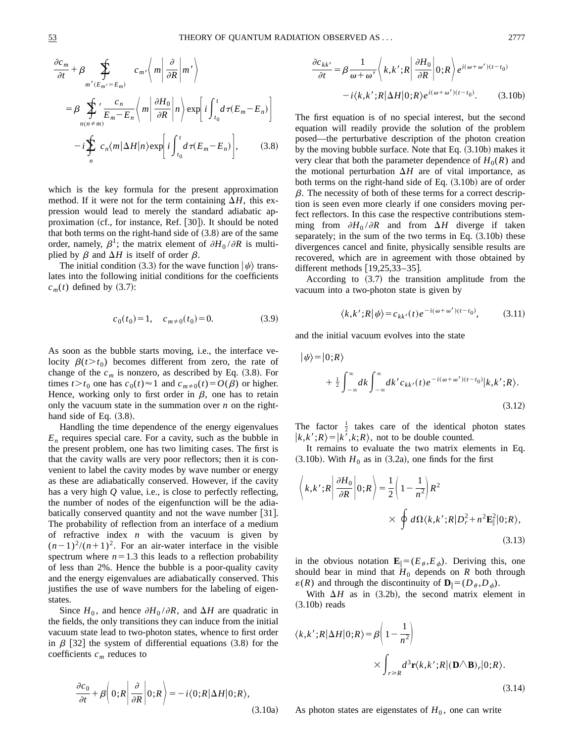$$\frac{\partial c_m}{\partial t} + \beta \sum_{m'(E_{m'}=E_m)}\!\!\!\!\!\!\!\!\int \; c_{m'} \left\langle m \left| \frac{\partial}{\partial R} \right| m' \right\rangle$$

$$= \beta \sum_{n(n\neq m)}\!\!\!\!\!\!\int{}' \frac{c_n}{E_m - E_n} \left\langle m \left| \frac{\partial H_0}{\partial R} \right| n \right\rangle \exp\left[ i \int_{t_0}^{t} d\tau (E_m - E_n) \right]$$

$$- i \sum_{n}\!\!\!\!\!\!\int \; c_n \langle m | \Delta H | n \rangle \exp\left[ i \int_{t_0}^{t} d\tau (E_m - E_n) \right], \qquad (3.8)$$

which is the key formula for the present approximation method. If it were not for the term containing $\Delta H$, this expression would lead to merely the standard adiabatic approximation (cf., for instance, Ref. [30]). It should be noted that both terms on the right-hand side of (3.8) are of the same order, namely, $\beta^1$; the matrix element of $\partial H_0/\partial R$ is multiplied by $\beta$ and $\Delta H$ is itself of order $\beta$.

The initial condition (3.3) for the wave function $|\psi\rangle$ translates into the following initial conditions for the coefficients $c_m(t)$ defined by (3.7):

$$c_0(t_0) = 1, \quad c_{m\neq 0}(t_0) = 0. \qquad (3.9)$$

As soon as the bubble starts moving, i.e., the interface velocity $\beta(t > t_0)$ becomes different from zero, the rate of change of the $c_m$ is nonzero, as described by Eq. (3.8). For times $t > t_0$ one has $c_0(t) \approx 1$ and $c_{m\neq 0}(t) = O(\beta)$ or higher. Hence, working only to first order in $\beta$, one has to retain only the vacuum state in the summation over $n$ on the right-hand side of Eq. (3.8).

Handling the time dependence of the energy eigenvalues $E_n$ requires special care. For a cavity, such as the bubble in the present problem, one has two limiting cases. The first is that the cavity walls are very poor reflectors; then it is convenient to label the cavity modes by wave number or energy as these are adiabatically conserved. However, if the cavity has a very high $Q$ value, i.e., is close to perfectly reflecting, the number of nodes of the eigenfunction will be the adiabatically conserved quantity and not the wave number [31]. The probability of reflection from an interface of a medium of refractive index $n$ with the vacuum is given by $(n-1)^2/(n+1)^2$. For an air-water interface in the visible spectrum where $n = 1.3$ this leads to a reflection probability of less than 2%. Hence the bubble is a poor-quality cavity and the energy eigenvalues are adiabatically conserved. This justifies the use of wave numbers for the labeling of eigenstates.

Since $H_0$, and hence $\partial H_0/\partial R$, and $\Delta H$ are quadratic in the fields, the only transitions they can induce from the initial vacuum state lead to two-photon states, whence to first order in $\beta$ [32] the system of differential equations (3.8) for the coefficients $c_m$ reduces to

$$\frac{\partial c_0}{\partial t} + \beta \left\langle 0;R \left| \frac{\partial}{\partial R} \right| 0;R \right\rangle = -i \langle 0;R | \Delta H | 0;R \rangle, \qquad (3.10a)$$

$$\frac{\partial c_{kk'}}{\partial t} = \beta \frac{1}{\omega + \omega'} \left\langle k,k';R \left| \frac{\partial H_0}{\partial R} \right| 0;R \right\rangle e^{i(\omega+\omega')(t-t_0)}$$

$$- i \langle k,k';R | \Delta H | 0;R \rangle e^{i(\omega+\omega')(t-t_0)}. \qquad (3.10b)$$

The first equation is of no special interest, but the second equation will readily provide the solution of the problem posed—the perturbative description of the photon creation by the moving bubble surface. Note that Eq. (3.10b) makes it very clear that both the parameter dependence of $H_0(R)$ and the motional perturbation $\Delta H$ are of vital importance, as both terms on the right-hand side of Eq. (3.10b) are of order $\beta$. The necessity of both of these terms for a correct description is seen even more clearly if one considers moving perfect reflectors. In this case the respective contributions stemming from $\partial H_0/\partial R$ and from $\Delta H$ diverge if taken separately; in the sum of the two terms in Eq. (3.10b) these divergences cancel and finite, physically sensible results are recovered, which are in agreement with those obtained by different methods [19,25,33–35].

According to (3.7) the transition amplitude from the vacuum into a two-photon state is given by

$$\langle k,k';R | \psi \rangle = c_{kk'}(t) e^{-i(\omega+\omega')(t-t_0)}, \qquad (3.11)$$

and the initial vacuum evolves into the state

$$|\psi\rangle = |0;R\rangle + \tfrac{1}{2} \int_{-\infty}^{\infty} dk \int_{-\infty}^{\infty} dk' \, c_{kk'}(t) e^{-i(\omega+\omega')(t-t_0)} |k,k';R\rangle. \qquad (3.12)$$

The factor $\frac{1}{2}$ takes care of the identical photon states $|k,k';R\rangle = |k',k;R\rangle$, not to be double counted.

It remains to evaluate the two matrix elements in Eq. (3.10b). With $H_0$ as in (3.2a), one finds for the first

$$\left\langle k,k';R \left| \frac{\partial H_0}{\partial R} \right| 0;R \right\rangle = \frac{1}{2} \left( 1 - \frac{1}{n^2} \right) R^2 \times \oint d\Omega \langle k,k';R | D_r^2 + n^2 \mathbf{E}_\parallel^2 | 0;R \rangle, \qquad (3.13)$$

in the obvious notation $\mathbf{E}_\parallel = (E_\theta, E_\phi)$. Deriving this, one should bear in mind that $H_0$ depends on $R$ both through $\varepsilon(R)$ and through the discontinuity of $\mathbf{D}_\parallel = (D_\theta, D_\phi)$.

With $\Delta H$ as in (3.2b), the second matrix element in (3.10b) reads

$$\langle k,k';R | \Delta H | 0;R \rangle = \beta \left( 1 - \frac{1}{n^2} \right) \times \int_{r \geq R} d^3\mathbf{r} \langle k,k';R | (\mathbf{D} \wedge \mathbf{B})_r | 0;R \rangle. \qquad (3.14)$$

As photon states are eigenstates of $H_0$, one can write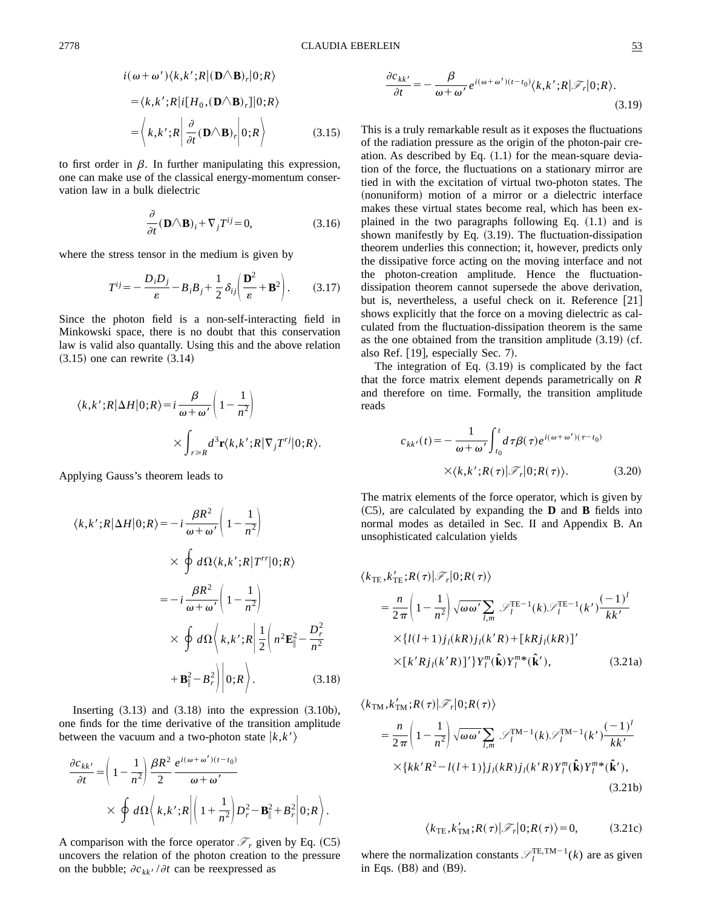$$
\begin{aligned}
i(\omega+\omega')&\langle k,k';R|(\mathbf{D}\wedge\mathbf{B})_r|0;R\rangle \\
&=\langle k,k';R|i[H_0,(\mathbf{D}\wedge\mathbf{B})_r]|0;R\rangle \\
&=\left\langle k,k';R\left|\frac{\partial}{\partial t}(\mathbf{D}\wedge\mathbf{B})_r\right|0;R\right\rangle \qquad (3.15)
\end{aligned}
$$

to first order in $\beta$. In further manipulating this expression, one can make use of the classical energy-momentum conservation law in a bulk dielectric

$$
\frac{\partial}{\partial t}(\mathbf{D}\wedge\mathbf{B})_i+\nabla_j T^{ij}=0, \qquad (3.16)
$$

where the stress tensor in the medium is given by

$$
T^{ij}=-\frac{D_iD_j}{\varepsilon}-B_iB_j+\frac{1}{2}\delta_{ij}\left(\frac{\mathbf{D}^2}{\varepsilon}+\mathbf{B}^2\right). \qquad (3.17)
$$

Since the photon field is a non-self-interacting field in Minkowski space, there is no doubt that this conservation law is valid also quantally. Using this and the above relation (3.15) one can rewrite (3.14)

$$
\langle k,k';R|\Delta H|0;R\rangle = i\frac{\beta}{\omega+\omega'}\left(1-\frac{1}{n^2}\right)\times\int_{r\geq R}d^3\mathbf{r}\langle k,k';R|\nabla_j T^{rj}|0;R\rangle.
$$

Applying Gauss's theorem leads to

$$
\begin{aligned}
\langle k,k';R|\Delta H|0;R\rangle &= -i\frac{\beta R^2}{\omega+\omega'}\left(1-\frac{1}{n^2}\right)\times\oint d\Omega\langle k,k';R|T^{rr}|0;R\rangle \\
&= -i\frac{\beta R^2}{\omega+\omega'}\left(1-\frac{1}{n^2}\right)\times\oint d\Omega\left\langle k,k';R\left|\frac{1}{2}\left(n^2\mathbf{E}_\parallel^2-\frac{D_r^2}{n^2}+\mathbf{B}_\parallel^2-B_r^2\right)\right|0;R\right\rangle. \qquad (3.18)
\end{aligned}
$$

Inserting (3.13) and (3.18) into the expression (3.10b), one finds for the time derivative of the transition amplitude between the vacuum and a two-photon state $|k,k'\rangle$

$$
\frac{\partial c_{kk'}}{\partial t}=\left(1-\frac{1}{n^2}\right)\frac{\beta R^2}{2}\frac{e^{i(\omega+\omega')(t-t_0)}}{\omega+\omega'}\times\oint d\Omega\left\langle k,k';R\left|\left(1+\frac{1}{n^2}\right)D_r^2-\mathbf{B}_\parallel^2+B_r^2\right|0;R\right\rangle.
$$

A comparison with the force operator $\mathcal{F}_r$ given by Eq. (C5) uncovers the relation of the photon creation to the pressure on the bubble; $\partial c_{kk'}/\partial t$ can be reexpressed as

$$
\frac{\partial c_{kk'}}{\partial t}=-\frac{\beta}{\omega+\omega'}e^{i(\omega+\omega')(t-t_0)}\langle k,k';R|\mathcal{F}_r|0;R\rangle. \qquad (3.19)
$$

This is a truly remarkable result as it exposes the fluctuations of the radiation pressure as the origin of the photon-pair creation. As described by Eq. (1.1) for the mean-square deviation of the force, the fluctuations on a stationary mirror are tied in with the excitation of virtual two-photon states. The (nonuniform) motion of a mirror or a dielectric interface makes these virtual states become real, which has been explained in the two paragraphs following Eq. (1.1) and is shown manifestly by Eq. (3.19). The fluctuation-dissipation theorem underlies this connection; it, however, predicts only the dissipative force acting on the moving interface and not the photon-creation amplitude. Hence the fluctuation-dissipation theorem cannot supersede the above derivation, but is, nevertheless, a useful check on it. Reference [21] shows explicitly that the force on a moving dielectric as calculated from the fluctuation-dissipation theorem is the same as the one obtained from the transition amplitude (3.19) (cf. also Ref. [19], especially Sec. 7).

The integration of Eq. (3.19) is complicated by the fact that the force matrix element depends parametrically on $R$ and therefore on time. Formally, the transition amplitude reads

$$
c_{kk'}(t)=-\frac{1}{\omega+\omega'}\int_{t_0}^{t}d\tau\beta(\tau)e^{i(\omega+\omega')(\tau-t_0)}\times\langle k,k';R(\tau)|\mathcal{F}_r|0;R(\tau)\rangle. \qquad (3.20)
$$

The matrix elements of the force operator, which is given by (C5), are calculated by expanding the **D** and **B** fields into normal modes as detailed in Sec. II and Appendix B. An unsophisticated calculation yields

$$
\begin{aligned}
\langle k_{\rm TE},k'_{\rm TE};R(\tau)|\mathcal{F}_r|0;R(\tau)\rangle &= \frac{n}{2\pi}\left(1-\frac{1}{n^2}\right)\sqrt{\omega\omega'}\sum_{l,m}\mathcal{N}_l^{\rm TE-1}(k)\mathcal{N}_l^{\rm TE-1}(k')\frac{(-1)^l}{kk'} \\
&\quad\times\{l(l+1)j_l(kR)j_l(k'R)+[kRj_l(kR)]' \\
&\quad\times[k'Rj_l(k'R)]'\}Y_l^m(\hat{\mathbf{k}})Y_l^{m*}(\hat{\mathbf{k}}'), \qquad (3.21a)
\end{aligned}
$$

$$
\begin{aligned}
\langle k_{\rm TM},k'_{\rm TM};R(\tau)|\mathcal{F}_r|0;R(\tau)\rangle &= \frac{n}{2\pi}\left(1-\frac{1}{n^2}\right)\sqrt{\omega\omega'}\sum_{l,m}\mathcal{N}_l^{\rm TM-1}(k)\mathcal{N}_l^{\rm TM-1}(k')\frac{(-1)^l}{kk'} \\
&\quad\times\{kk'R^2-l(l+1)\}j_l(kR)j_l(k'R)Y_l^m(\hat{\mathbf{k}})Y_l^{m*}(\hat{\mathbf{k}}'), \qquad (3.21b)
\end{aligned}
$$

$$
\langle k_{\rm TE},k'_{\rm TM};R(\tau)|\mathcal{F}_r|0;R(\tau)\rangle=0, \qquad (3.21c)
$$

where the normalization constants $\mathcal{N}_l^{\rm TE,TM-1}(k)$ are as given in Eqs. (B8) and (B9).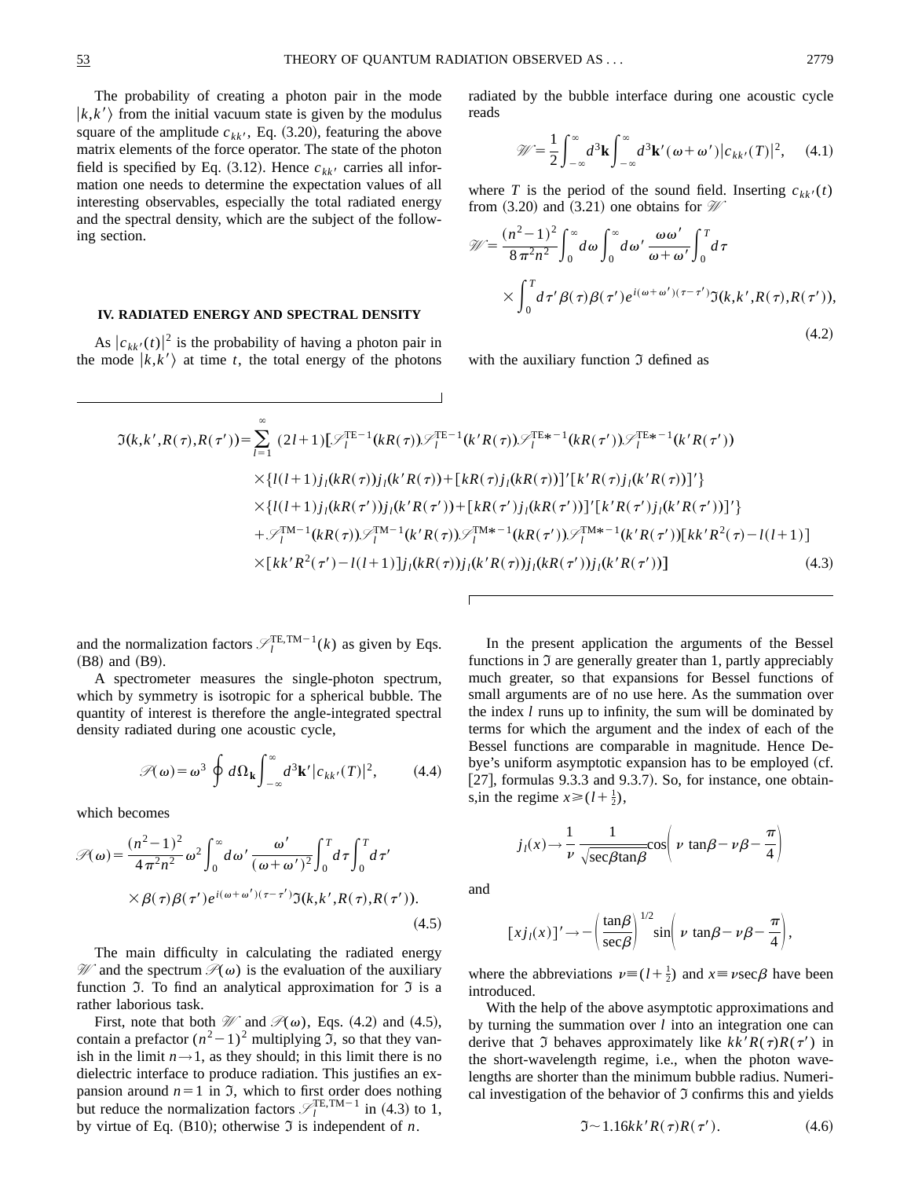The probability of creating a photon pair in the mode $|k,k'\rangle$ from the initial vacuum state is given by the modulus square of the amplitude $c_{kk'}$, Eq. (3.20), featuring the above matrix elements of the force operator. The state of the photon field is specified by Eq. (3.12). Hence $c_{kk'}$ carries all information one needs to determine the expectation values of all interesting observables, especially the total radiated energy and the spectral density, which are the subject of the following section.

## IV. RADIATED ENERGY AND SPECTRAL DENSITY

As $|c_{kk'}(t)|^2$ is the probability of having a photon pair in the mode $|k,k'\rangle$ at time $t$, the total energy of the photons radiated by the bubble interface during one acoustic cycle reads

$$\mathscr{W} = \frac{1}{2}\int_{-\infty}^{\infty} d^3\mathbf{k} \int_{-\infty}^{\infty} d^3\mathbf{k}'(\omega+\omega')|c_{kk'}(T)|^2, \quad (4.1)$$

where $T$ is the period of the sound field. Inserting $c_{kk'}(t)$ from (3.20) and (3.21) one obtains for $\mathscr{W}$

$$\mathscr{W} = \frac{(n^2-1)^2}{8\pi^2 n^2}\int_0^{\infty} d\omega \int_0^{\infty} d\omega' \frac{\omega\omega'}{\omega+\omega'}\int_0^T d\tau \times \int_0^T d\tau' \beta(\tau)\beta(\tau') e^{i(\omega+\omega')(\tau-\tau')}\mathfrak{I}(k,k',R(\tau),R(\tau')), \quad (4.2)$$

with the auxiliary function $\mathfrak{I}$ defined as

$$\begin{aligned}
\mathfrak{I}(k,k',R(\tau),R(\tau')) = \sum_{l=1}^{\infty} (2l+1)\Big[&\mathscr{S}_l^{\mathrm{TE}-1}(kR(\tau))\mathscr{S}_l^{\mathrm{TE}-1}(k'R(\tau))\mathscr{S}_l^{\mathrm{TE}*-1}(kR(\tau'))\mathscr{S}_l^{\mathrm{TE}*-1}(k'R(\tau')) \\
&\times\{l(l+1)j_l(kR(\tau))j_l(k'R(\tau))+[kR(\tau)j_l(kR(\tau))]'[k'R(\tau)j_l(k'R(\tau))]'\} \\
&\times\{l(l+1)j_l(kR(\tau'))j_l(k'R(\tau'))+[kR(\tau')j_l(kR(\tau'))]'[k'R(\tau')j_l(k'R(\tau'))]'\} \\
&+\mathscr{S}_l^{\mathrm{TM}-1}(kR(\tau))\mathscr{S}_l^{\mathrm{TM}-1}(k'R(\tau))\mathscr{S}_l^{\mathrm{TM}*-1}(kR(\tau'))\mathscr{S}_l^{\mathrm{TM}*-1}(k'R(\tau'))[kk'R^2(\tau)-l(l+1)] \\
&\times[kk'R^2(\tau')-l(l+1)]j_l(kR(\tau))j_l(k'R(\tau))j_l(kR(\tau'))j_l(k'R(\tau'))\Big]
\end{aligned} \quad (4.3)$$

and the normalization factors $\mathscr{S}_l^{\mathrm{TE,TM}-1}(k)$ as given by Eqs. (B8) and (B9).

A spectrometer measures the single-photon spectrum, which by symmetry is isotropic for a spherical bubble. The quantity of interest is therefore the angle-integrated spectral density radiated during one acoustic cycle,

$$\mathscr{P}(\omega) = \omega^3 \oint d\Omega_{\mathbf{k}} \int_{-\infty}^{\infty} d^3\mathbf{k}'|c_{kk'}(T)|^2, \quad (4.4)$$

which becomes

$$\mathscr{P}(\omega) = \frac{(n^2-1)^2}{4\pi^2 n^2}\omega^2\int_0^{\infty} d\omega' \frac{\omega'}{(\omega+\omega')^2}\int_0^T d\tau \int_0^T d\tau' \times \beta(\tau)\beta(\tau')e^{i(\omega+\omega')(\tau-\tau')}\mathfrak{I}(k,k',R(\tau),R(\tau')). \quad (4.5)$$

The main difficulty in calculating the radiated energy $\mathscr{W}$ and the spectrum $\mathscr{P}(\omega)$ is the evaluation of the auxiliary function $\mathfrak{I}$. To find an analytical approximation for $\mathfrak{I}$ is a rather laborious task.

First, note that both $\mathscr{W}$ and $\mathscr{P}(\omega)$, Eqs. (4.2) and (4.5), contain a prefactor $(n^2-1)^2$ multiplying $\mathfrak{I}$, so that they vanish in the limit $n\to 1$, as they should; in this limit there is no dielectric interface to produce radiation. This justifies an expansion around $n=1$ in $\mathfrak{I}$, which to first order does nothing but reduce the normalization factors $\mathscr{S}_l^{\mathrm{TE,TM}-1}$ in (4.3) to 1, by virtue of Eq. (B10); otherwise $\mathfrak{I}$ is independent of $n$.

In the present application the arguments of the Bessel functions in $\mathfrak{I}$ are generally greater than 1, partly appreciably much greater, so that expansions for Bessel functions of small arguments are of no use here. As the summation over the index $l$ runs up to infinity, the sum will be dominated by terms for which the argument and the index of each of the Bessel functions are comparable in magnitude. Hence Debye's uniform asymptotic expansion has to be employed (cf. [27], formulas 9.3.3 and 9.3.7). So, for instance, one obtains,in the regime $x \geq (l+\frac{1}{2})$,

$$j_l(x) \to \frac{1}{\nu}\frac{1}{\sqrt{\sec\beta\tan\beta}}\cos\left(\nu\tan\beta - \nu\beta - \frac{\pi}{4}\right)$$

and

$$[xj_l(x)]' \to -\left(\frac{\tan\beta}{\sec\beta}\right)^{1/2}\sin\left(\nu\tan\beta - \nu\beta - \frac{\pi}{4}\right),$$

where the abbreviations $\nu \equiv (l+\frac{1}{2})$ and $x \equiv \nu\sec\beta$ have been introduced.

With the help of the above asymptotic approximations and by turning the summation over $l$ into an integration one can derive that $\mathfrak{I}$ behaves approximately like $kk'R(\tau)R(\tau')$ in the short-wavelength regime, i.e., when the photon wavelengths are shorter than the minimum bubble radius. Numerical investigation of the behavior of $\mathfrak{I}$ confirms this and yields

$$\mathfrak{I} \sim 1.16kk'R(\tau)R(\tau'). \quad (4.6)$$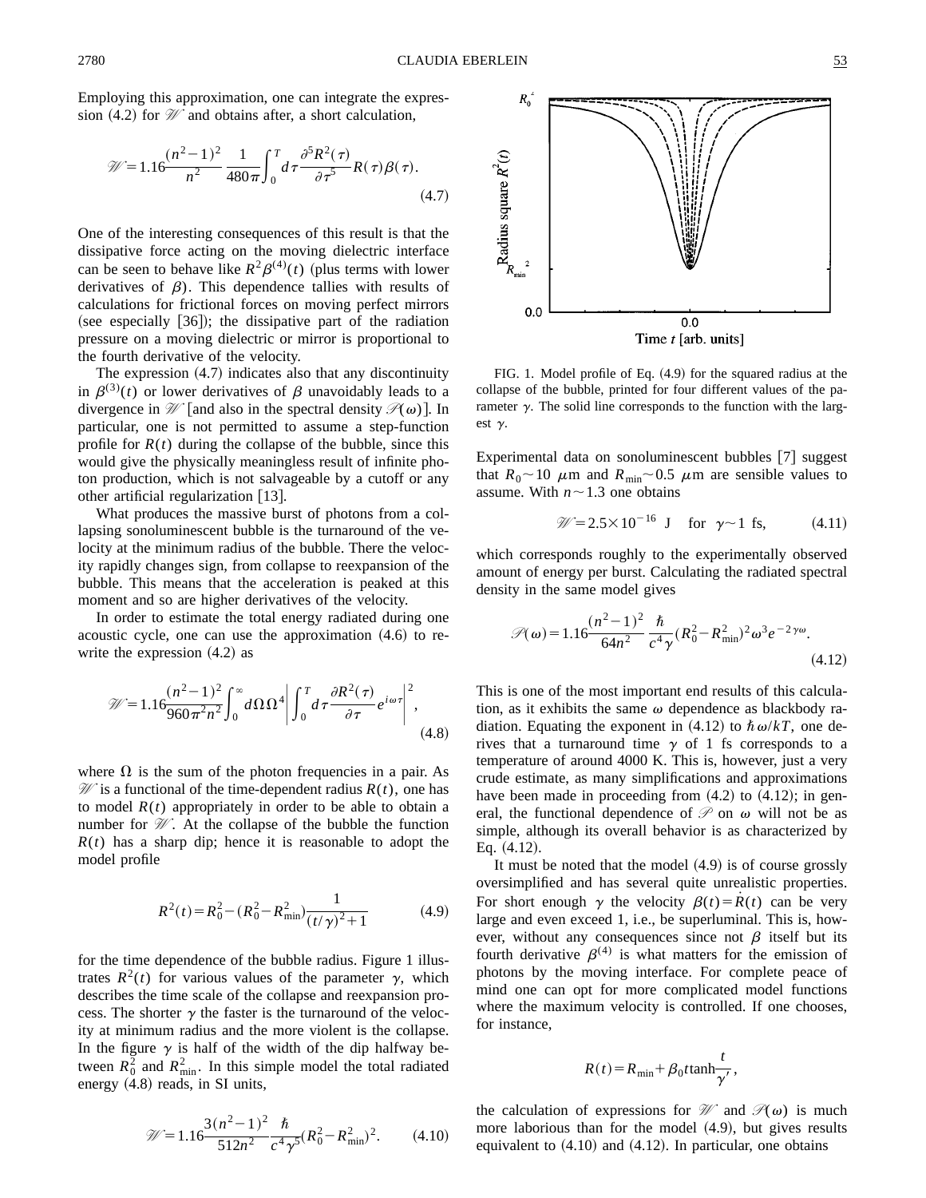Employing this approximation, one can integrate the expression (4.2) for $\mathscr{W}$ and obtains after, a short calculation,

$$\mathscr{W}=1.16\frac{(n^2-1)^2}{n^2}\frac{1}{480\pi}\int_0^T d\tau \frac{\partial^5 R^2(\tau)}{\partial\tau^5}R(\tau)\beta(\tau). \tag{4.7}$$

One of the interesting consequences of this result is that the dissipative force acting on the moving dielectric interface can be seen to behave like $R^2\beta^{(4)}(t)$ (plus terms with lower derivatives of $\beta$). This dependence tallies with results of calculations for frictional forces on moving perfect mirrors (see especially [36]); the dissipative part of the radiation pressure on a moving dielectric or mirror is proportional to the fourth derivative of the velocity.

The expression (4.7) indicates also that any discontinuity in $\beta^{(3)}(t)$ or lower derivatives of $\beta$ unavoidably leads to a divergence in $\mathscr{W}$ [and also in the spectral density $\mathscr{P}(\omega)$]. In particular, one is not permitted to assume a step-function profile for $R(t)$ during the collapse of the bubble, since this would give the physically meaningless result of infinite photon production, which is not salvageable by a cutoff or any other artificial regularization [13].

What produces the massive burst of photons from a collapsing sonoluminescent bubble is the turnaround of the velocity at the minimum radius of the bubble. There the velocity rapidly changes sign, from collapse to reexpansion of the bubble. This means that the acceleration is peaked at this moment and so are higher derivatives of the velocity.

In order to estimate the total energy radiated during one acoustic cycle, one can use the approximation (4.6) to rewrite the expression (4.2) as

$$\mathscr{W}=1.16\frac{(n^2-1)^2}{960\pi^2 n^2}\int_0^\infty d\Omega\,\Omega^4\left|\int_0^T d\tau\frac{\partial R^2(\tau)}{\partial\tau}e^{i\omega\tau}\right|^2, \tag{4.8}$$

where $\Omega$ is the sum of the photon frequencies in a pair. As $\mathscr{W}$ is a functional of the time-dependent radius $R(t)$, one has to model $R(t)$ appropriately in order to be able to obtain a number for $\mathscr{W}$. At the collapse of the bubble the function $R(t)$ has a sharp dip; hence it is reasonable to adopt the model profile

$$R^2(t)=R_0^2-(R_0^2-R_{\min}^2)\frac{1}{(t/\gamma)^2+1} \tag{4.9}$$

for the time dependence of the bubble radius. Figure 1 illustrates $R^2(t)$ for various values of the parameter $\gamma$, which describes the time scale of the collapse and reexpansion process. The shorter $\gamma$ the faster is the turnaround of the velocity at minimum radius and the more violent is the collapse. In the figure $\gamma$ is half of the width of the dip halfway between $R_0^2$ and $R_{\min}^2$. In this simple model the total radiated energy (4.8) reads, in SI units,

$$\mathscr{W}=1.16\frac{3(n^2-1)^2}{512n^2}\frac{\hbar}{c^4\gamma^5}(R_0^2-R_{\min}^2)^2. \tag{4.10}$$

FIG. 1. Model profile of Eq. (4.9) for the squared radius at the collapse of the bubble, printed for four different values of the parameter $\gamma$. The solid line corresponds to the function with the largest $\gamma$.

Experimental data on sonoluminescent bubbles [7] suggest that $R_0\sim 10$ $\mu$m and $R_{\min}\sim 0.5$ $\mu$m are sensible values to assume. With $n\sim 1.3$ one obtains

$$\mathscr{W}=2.5\times 10^{-16}\ \text{J}\quad\text{for}\quad \gamma\sim 1\ \text{fs}, \tag{4.11}$$

which corresponds roughly to the experimentally observed amount of energy per burst. Calculating the radiated spectral density in the same model gives

$$\mathscr{P}(\omega)=1.16\frac{(n^2-1)^2}{64n^2}\frac{\hbar}{c^4\gamma}(R_0^2-R_{\min}^2)^2\omega^3 e^{-2\gamma\omega}. \tag{4.12}$$

This is one of the most important end results of this calculation, as it exhibits the same $\omega$ dependence as blackbody radiation. Equating the exponent in (4.12) to $\hbar\omega/kT$, one derives that a turnaround time $\gamma$ of 1 fs corresponds to a temperature of around 4000 K. This is, however, just a very crude estimate, as many simplifications and approximations have been made in proceeding from (4.2) to (4.12); in general, the functional dependence of $\mathscr{P}$ on $\omega$ will not be as simple, although its overall behavior is as characterized by Eq. (4.12).

It must be noted that the model (4.9) is of course grossly oversimplified and has several quite unrealistic properties. For short enough $\gamma$ the velocity $\beta(t)=\dot{R}(t)$ can be very large and even exceed 1, i.e., be superluminal. This is, however, without any consequences since not $\beta$ itself but its fourth derivative $\beta^{(4)}$ is what matters for the emission of photons by the moving interface. For complete peace of mind one can opt for more complicated model functions where the maximum velocity is controlled. If one chooses, for instance,

$$R(t)=R_{\min}+\beta_0 t\tanh\frac{t}{\gamma'},$$

the calculation of expressions for $\mathscr{W}$ and $\mathscr{P}(\omega)$ is much more laborious than for the model (4.9), but gives results equivalent to (4.10) and (4.12). In particular, one obtains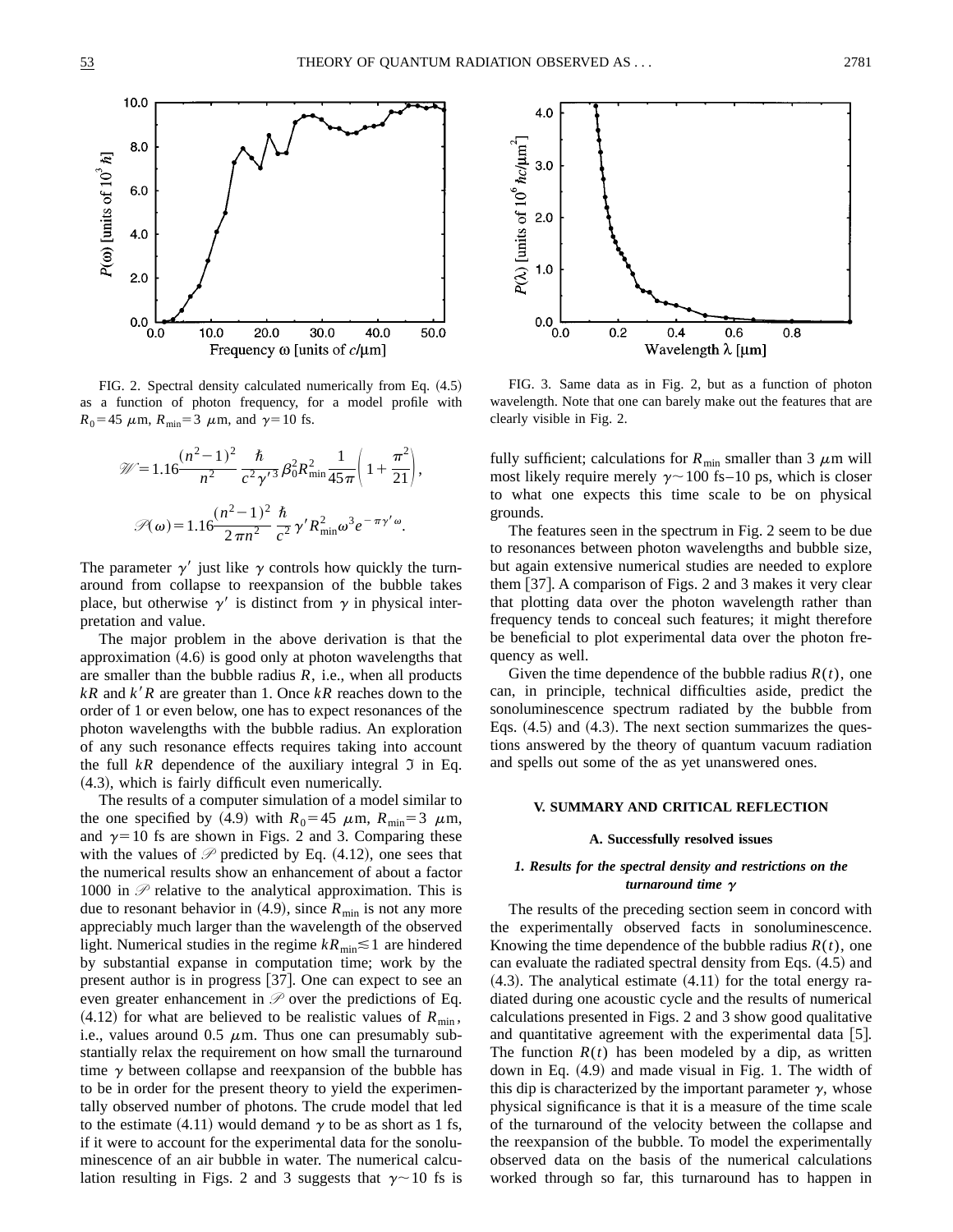FIG. 2. Spectral density calculated numerically from Eq. (4.5) as a function of photon frequency, for a model profile with $R_0 = 45\ \mu$m, $R_{\rm min} = 3\ \mu$m, and $\gamma = 10$ fs.

$$\mathscr{W} = 1.16 \frac{(n^2-1)^2}{n^2} \frac{\hbar}{c^2 \gamma'^3} \beta_0^2 R_{\rm min}^2 \frac{1}{45\pi}\left(1 + \frac{\pi^2}{21}\right),$$

$$\mathscr{P}(\omega) = 1.16 \frac{(n^2-1)^2}{2\pi n^2} \frac{\hbar}{c^2} \gamma' R_{\rm min}^2 \omega^3 e^{-\pi\gamma'\omega}.$$

The parameter $\gamma'$ just like $\gamma$ controls how quickly the turnaround from collapse to reexpansion of the bubble takes place, but otherwise $\gamma'$ is distinct from $\gamma$ in physical interpretation and value.

The major problem in the above derivation is that the approximation (4.6) is good only at photon wavelengths that are smaller than the bubble radius $R$, i.e., when all products $kR$ and $k'R$ are greater than 1. Once $kR$ reaches down to the order of 1 or even below, one has to expect resonances of the photon wavelengths with the bubble radius. An exploration of any such resonance effects requires taking into account the full $kR$ dependence of the auxiliary integral $\Im$ in Eq. (4.3), which is fairly difficult even numerically.

The results of a computer simulation of a model similar to the one specified by (4.9) with $R_0 = 45\ \mu$m, $R_{\rm min} = 3\ \mu$m, and $\gamma = 10$ fs are shown in Figs. 2 and 3. Comparing these with the values of $\mathscr{P}$ predicted by Eq. (4.12), one sees that the numerical results show an enhancement of about a factor 1000 in $\mathscr{P}$ relative to the analytical approximation. This is due to resonant behavior in (4.9), since $R_{\rm min}$ is not any more appreciably much larger than the wavelength of the observed light. Numerical studies in the regime $kR_{\rm min} \lesssim 1$ are hindered by substantial expanse in computation time; work by the present author is in progress [37]. One can expect to see an even greater enhancement in $\mathscr{P}$ over the predictions of Eq. (4.12) for what are believed to be realistic values of $R_{\rm min}$, i.e., values around 0.5 $\mu$m. Thus one can presumably substantially relax the requirement on how small the turnaround time $\gamma$ between collapse and reexpansion of the bubble has to be in order for the present theory to yield the experimentally observed number of photons. The crude model that led to the estimate (4.11) would demand $\gamma$ to be as short as 1 fs, if it were to account for the experimental data for the sonoluminescence of an air bubble in water. The numerical calculation resulting in Figs. 2 and 3 suggests that $\gamma \sim 10$ fs is fully sufficient; calculations for $R_{\rm min}$ smaller than 3 $\mu$m will most likely require merely $\gamma \sim 100$ fs–10 ps, which is closer to what one expects this time scale to be on physical grounds.

FIG. 3. Same data as in Fig. 2, but as a function of photon wavelength. Note that one can barely make out the features that are clearly visible in Fig. 2.

The features seen in the spectrum in Fig. 2 seem to be due to resonances between photon wavelengths and bubble size, but again extensive numerical studies are needed to explore them [37]. A comparison of Figs. 2 and 3 makes it very clear that plotting data over the photon wavelength rather than frequency tends to conceal such features; it might therefore be beneficial to plot experimental data over the photon frequency as well.

Given the time dependence of the bubble radius $R(t)$, one can, in principle, technical difficulties aside, predict the sonoluminescence spectrum radiated by the bubble from Eqs. (4.5) and (4.3). The next section summarizes the questions answered by the theory of quantum vacuum radiation and spells out some of the as yet unanswered ones.

## V. SUMMARY AND CRITICAL REFLECTION

### A. Successfully resolved issues

#### *1. Results for the spectral density and restrictions on the turnaround time $\gamma$*

The results of the preceding section seem in concord with the experimentally observed facts in sonoluminescence. Knowing the time dependence of the bubble radius $R(t)$, one can evaluate the radiated spectral density from Eqs. (4.5) and (4.3). The analytical estimate (4.11) for the total energy radiated during one acoustic cycle and the results of numerical calculations presented in Figs. 2 and 3 show good qualitative and quantitative agreement with the experimental data [5]. The function $R(t)$ has been modeled by a dip, as written down in Eq. (4.9) and made visual in Fig. 1. The width of this dip is characterized by the important parameter $\gamma$, whose physical significance is that it is a measure of the time scale of the turnaround of the velocity between the collapse and the reexpansion of the bubble. To model the experimentally observed data on the basis of the numerical calculations worked through so far, this turnaround has to happen in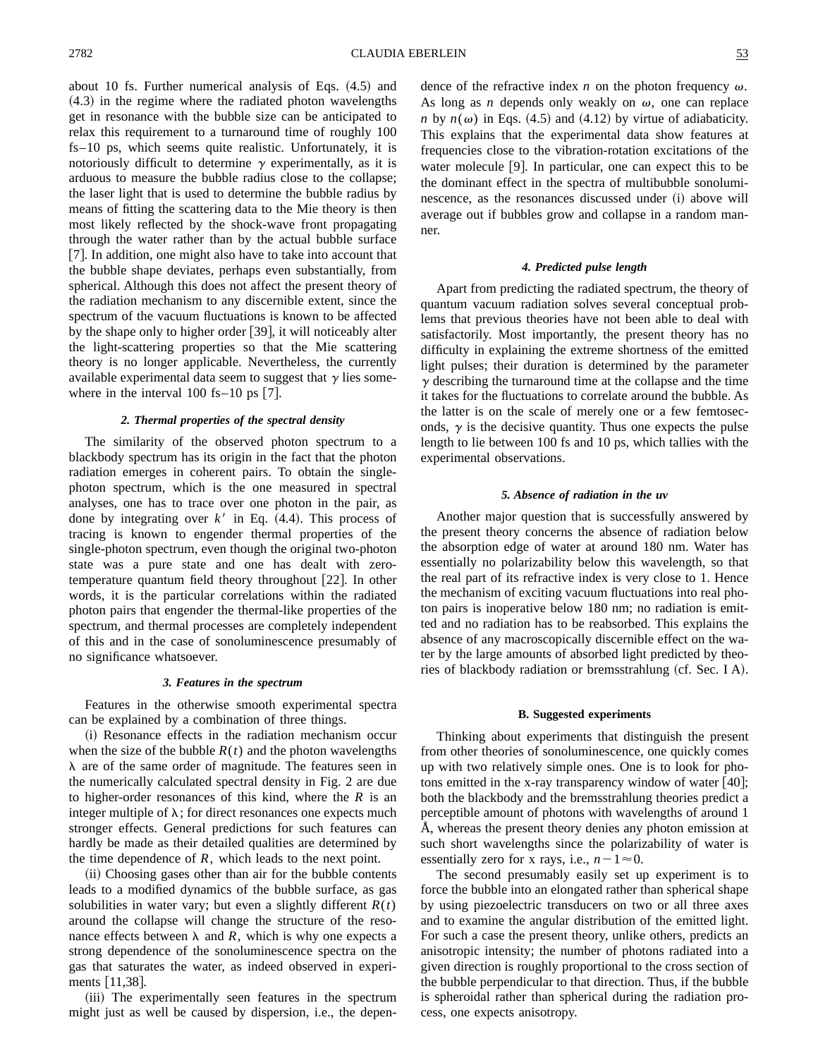about 10 fs. Further numerical analysis of Eqs. (4.5) and (4.3) in the regime where the radiated photon wavelengths get in resonance with the bubble size can be anticipated to relax this requirement to a turnaround time of roughly 100 fs–10 ps, which seems quite realistic. Unfortunately, it is notoriously difficult to determine $\gamma$ experimentally, as it is arduous to measure the bubble radius close to the collapse; the laser light that is used to determine the bubble radius by means of fitting the scattering data to the Mie theory is then most likely reflected by the shock-wave front propagating through the water rather than by the actual bubble surface [7]. In addition, one might also have to take into account that the bubble shape deviates, perhaps even substantially, from spherical. Although this does not affect the present theory of the radiation mechanism to any discernible extent, since the spectrum of the vacuum fluctuations is known to be affected by the shape only to higher order [39], it will noticeably alter the light-scattering properties so that the Mie scattering theory is no longer applicable. Nevertheless, the currently available experimental data seem to suggest that $\gamma$ lies somewhere in the interval 100 fs–10 ps [7].

#### *2. Thermal properties of the spectral density*

The similarity of the observed photon spectrum to a blackbody spectrum has its origin in the fact that the photon radiation emerges in coherent pairs. To obtain the single-photon spectrum, which is the one measured in spectral analyses, one has to trace over one photon in the pair, as done by integrating over $k'$ in Eq. (4.4). This process of tracing is known to engender thermal properties of the single-photon spectrum, even though the original two-photon state was a pure state and one has dealt with zero-temperature quantum field theory throughout [22]. In other words, it is the particular correlations within the radiated photon pairs that engender the thermal-like properties of the spectrum, and thermal processes are completely independent of this and in the case of sonoluminescence presumably of no significance whatsoever.

#### *3. Features in the spectrum*

Features in the otherwise smooth experimental spectra can be explained by a combination of three things.

(i) Resonance effects in the radiation mechanism occur when the size of the bubble $R(t)$ and the photon wavelengths $\lambda$ are of the same order of magnitude. The features seen in the numerically calculated spectral density in Fig. 2 are due to higher-order resonances of this kind, where the $R$ is an integer multiple of $\lambda$; for direct resonances one expects much stronger effects. General predictions for such features can hardly be made as their detailed qualities are determined by the time dependence of $R$, which leads to the next point.

(ii) Choosing gases other than air for the bubble contents leads to a modified dynamics of the bubble surface, as gas solubilities in water vary; but even a slightly different $R(t)$ around the collapse will change the structure of the resonance effects between $\lambda$ and $R$, which is why one expects a strong dependence of the sonoluminescence spectra on the gas that saturates the water, as indeed observed in experiments [11,38].

(iii) The experimentally seen features in the spectrum might just as well be caused by dispersion, i.e., the dependence of the refractive index $n$ on the photon frequency $\omega$. As long as $n$ depends only weakly on $\omega$, one can replace $n$ by $n(\omega)$ in Eqs. (4.5) and (4.12) by virtue of adiabaticity. This explains that the experimental data show features at frequencies close to the vibration-rotation excitations of the water molecule [9]. In particular, one can expect this to be the dominant effect in the spectra of multibubble sonoluminescence, as the resonances discussed under (i) above will average out if bubbles grow and collapse in a random manner.

#### *4. Predicted pulse length*

Apart from predicting the radiated spectrum, the theory of quantum vacuum radiation solves several conceptual problems that previous theories have not been able to deal with satisfactorily. Most importantly, the present theory has no difficulty in explaining the extreme shortness of the emitted light pulses; their duration is determined by the parameter $\gamma$ describing the turnaround time at the collapse and the time it takes for the fluctuations to correlate around the bubble. As the latter is on the scale of merely one or a few femtoseconds, $\gamma$ is the decisive quantity. Thus one expects the pulse length to lie between 100 fs and 10 ps, which tallies with the experimental observations.

#### *5. Absence of radiation in the uv*

Another major question that is successfully answered by the present theory concerns the absence of radiation below the absorption edge of water at around 180 nm. Water has essentially no polarizability below this wavelength, so that the real part of its refractive index is very close to 1. Hence the mechanism of exciting vacuum fluctuations into real photon pairs is inoperative below 180 nm; no radiation is emitted and no radiation has to be reabsorbed. This explains the absence of any macroscopically discernible effect on the water by the large amounts of absorbed light predicted by theories of blackbody radiation or bremsstrahlung (cf. Sec. I A).

### B. Suggested experiments

Thinking about experiments that distinguish the present from other theories of sonoluminescence, one quickly comes up with two relatively simple ones. One is to look for photons emitted in the x-ray transparency window of water [40]; both the blackbody and the bremsstrahlung theories predict a perceptible amount of photons with wavelengths of around 1 Å, whereas the present theory denies any photon emission at such short wavelengths since the polarizability of water is essentially zero for x rays, i.e., $n-1\approx 0$.

The second presumably easily set up experiment is to force the bubble into an elongated rather than spherical shape by using piezoelectric transducers on two or all three axes and to examine the angular distribution of the emitted light. For such a case the present theory, unlike others, predicts an anisotropic intensity; the number of photons radiated into a given direction is roughly proportional to the cross section of the bubble perpendicular to that direction. Thus, if the bubble is spheroidal rather than spherical during the radiation process, one expects anisotropy.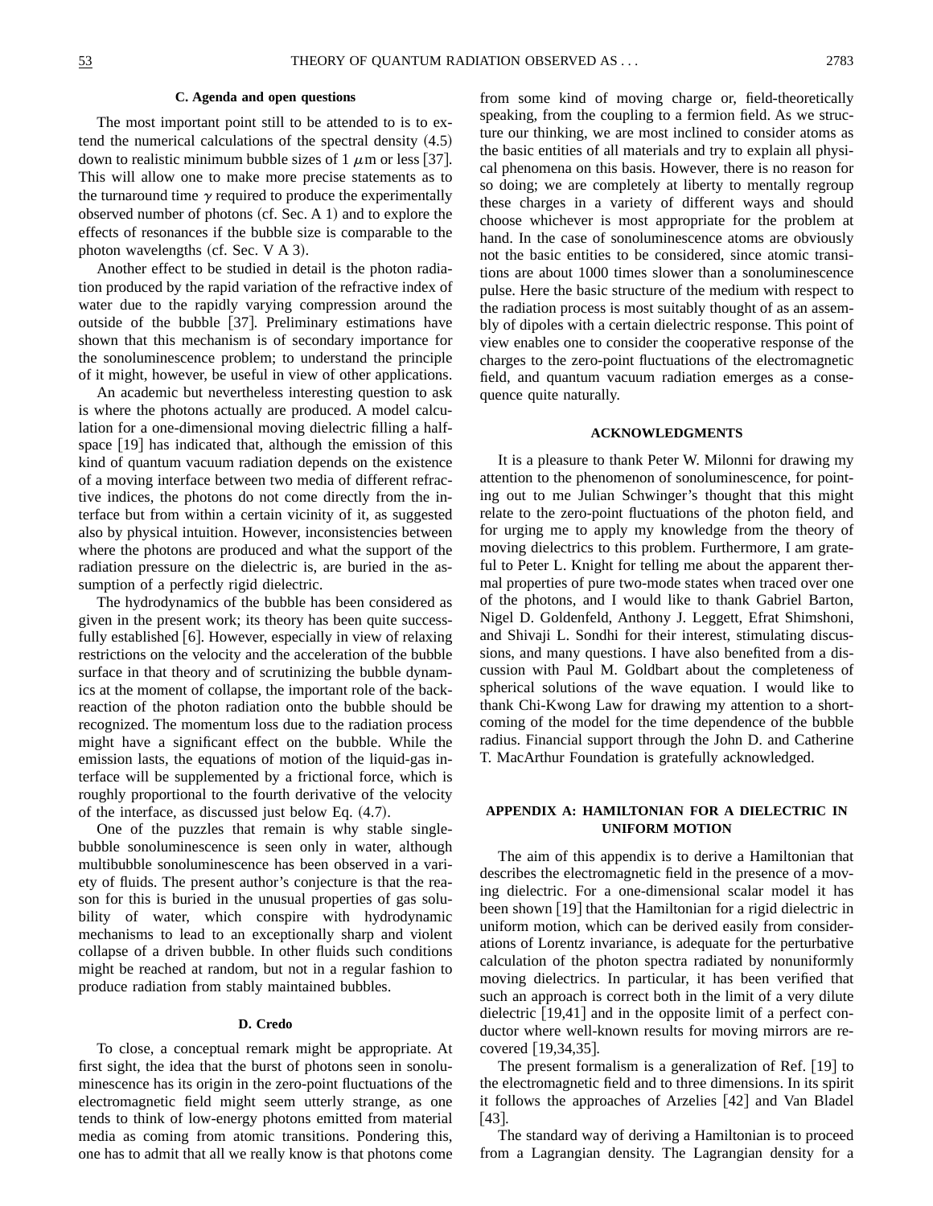### C. Agenda and open questions

The most important point still to be attended to is to extend the numerical calculations of the spectral density (4.5) down to realistic minimum bubble sizes of 1 $\mu$m or less [37]. This will allow one to make more precise statements as to the turnaround time $\gamma$ required to produce the experimentally observed number of photons (cf. Sec. A 1) and to explore the effects of resonances if the bubble size is comparable to the photon wavelengths (cf. Sec. V A 3).

Another effect to be studied in detail is the photon radiation produced by the rapid variation of the refractive index of water due to the rapidly varying compression around the outside of the bubble [37]. Preliminary estimations have shown that this mechanism is of secondary importance for the sonoluminescence problem; to understand the principle of it might, however, be useful in view of other applications.

An academic but nevertheless interesting question to ask is where the photons actually are produced. A model calculation for a one-dimensional moving dielectric filling a half-space [19] has indicated that, although the emission of this kind of quantum vacuum radiation depends on the existence of a moving interface between two media of different refractive indices, the photons do not come directly from the interface but from within a certain vicinity of it, as suggested also by physical intuition. However, inconsistencies between where the photons are produced and what the support of the radiation pressure on the dielectric is, are buried in the assumption of a perfectly rigid dielectric.

The hydrodynamics of the bubble has been considered as given in the present work; its theory has been quite successfully established [6]. However, especially in view of relaxing restrictions on the velocity and the acceleration of the bubble surface in that theory and of scrutinizing the bubble dynamics at the moment of collapse, the important role of the backreaction of the photon radiation onto the bubble should be recognized. The momentum loss due to the radiation process might have a significant effect on the bubble. While the emission lasts, the equations of motion of the liquid-gas interface will be supplemented by a frictional force, which is roughly proportional to the fourth derivative of the velocity of the interface, as discussed just below Eq. (4.7).

One of the puzzles that remain is why stable single-bubble sonoluminescence is seen only in water, although multibubble sonoluminescence has been observed in a variety of fluids. The present author's conjecture is that the reason for this is buried in the unusual properties of gas solubility of water, which conspire with hydrodynamic mechanisms to lead to an exceptionally sharp and violent collapse of a driven bubble. In other fluids such conditions might be reached at random, but not in a regular fashion to produce radiation from stably maintained bubbles.

### D. Credo

To close, a conceptual remark might be appropriate. At first sight, the idea that the burst of photons seen in sonoluminescence has its origin in the zero-point fluctuations of the electromagnetic field might seem utterly strange, as one tends to think of low-energy photons emitted from material media as coming from atomic transitions. Pondering this, one has to admit that all we really know is that photons come from some kind of moving charge or, field-theoretically speaking, from the coupling to a fermion field. As we structure our thinking, we are most inclined to consider atoms as the basic entities of all materials and try to explain all physical phenomena on this basis. However, there is no reason for so doing; we are completely at liberty to mentally regroup these charges in a variety of different ways and should choose whichever is most appropriate for the problem at hand. In the case of sonoluminescence atoms are obviously not the basic entities to be considered, since atomic transitions are about 1000 times slower than a sonoluminescence pulse. Here the basic structure of the medium with respect to the radiation process is most suitably thought of as an assembly of dipoles with a certain dielectric response. This point of view enables one to consider the cooperative response of the charges to the zero-point fluctuations of the electromagnetic field, and quantum vacuum radiation emerges as a consequence quite naturally.

## ACKNOWLEDGMENTS

It is a pleasure to thank Peter W. Milonni for drawing my attention to the phenomenon of sonoluminescence, for pointing out to me Julian Schwinger's thought that this might relate to the zero-point fluctuations of the photon field, and for urging me to apply my knowledge from the theory of moving dielectrics to this problem. Furthermore, I am grateful to Peter L. Knight for telling me about the apparent thermal properties of pure two-mode states when traced over one of the photons, and I would like to thank Gabriel Barton, Nigel D. Goldenfeld, Anthony J. Leggett, Efrat Shimshoni, and Shivaji L. Sondhi for their interest, stimulating discussions, and many questions. I have also benefited from a discussion with Paul M. Goldbart about the completeness of spherical solutions of the wave equation. I would like to thank Chi-Kwong Law for drawing my attention to a shortcoming of the model for the time dependence of the bubble radius. Financial support through the John D. and Catherine T. MacArthur Foundation is gratefully acknowledged.

## APPENDIX A: HAMILTONIAN FOR A DIELECTRIC IN UNIFORM MOTION

The aim of this appendix is to derive a Hamiltonian that describes the electromagnetic field in the presence of a moving dielectric. For a one-dimensional scalar model it has been shown [19] that the Hamiltonian for a rigid dielectric in uniform motion, which can be derived easily from considerations of Lorentz invariance, is adequate for the perturbative calculation of the photon spectra radiated by nonuniformly moving dielectrics. In particular, it has been verified that such an approach is correct both in the limit of a very dilute dielectric [19,41] and in the opposite limit of a perfect conductor where well-known results for moving mirrors are recovered [19,34,35].

The present formalism is a generalization of Ref. [19] to the electromagnetic field and to three dimensions. In its spirit it follows the approaches of Arzelies [42] and Van Bladel [43].

The standard way of deriving a Hamiltonian is to proceed from a Lagrangian density. The Lagrangian density for a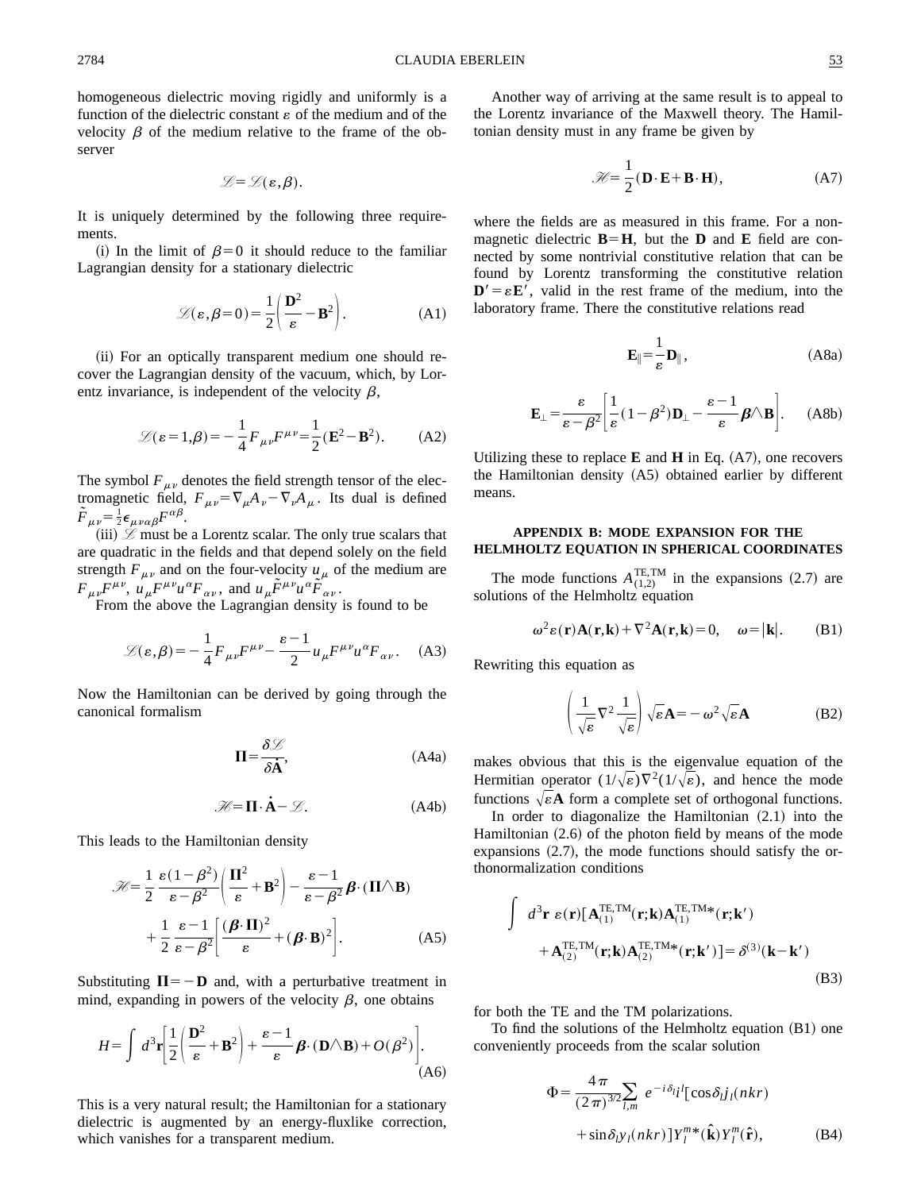homogeneous dielectric moving rigidly and uniformly is a function of the dielectric constant $\varepsilon$ of the medium and of the velocity $\beta$ of the medium relative to the frame of the observer

$$\mathscr{L}=\mathscr{L}(\varepsilon,\beta).$$

It is uniquely determined by the following three requirements.

(i) In the limit of $\beta=0$ it should reduce to the familiar Lagrangian density for a stationary dielectric

$$\mathscr{L}(\varepsilon,\beta=0)=\frac{1}{2}\left(\frac{\mathbf{D}^2}{\varepsilon}-\mathbf{B}^2\right). \tag{A1}$$

(ii) For an optically transparent medium one should recover the Lagrangian density of the vacuum, which, by Lorentz invariance, is independent of the velocity $\beta$,

$$\mathscr{L}(\varepsilon=1,\beta)=-\frac{1}{4}F_{\mu\nu}F^{\mu\nu}=\frac{1}{2}(\mathbf{E}^2-\mathbf{B}^2). \tag{A2}$$

The symbol $F_{\mu\nu}$ denotes the field strength tensor of the electromagnetic field, $F_{\mu\nu}=\nabla_\mu A_\nu-\nabla_\nu A_\mu$. Its dual is defined $\tilde{F}_{\mu\nu}=\frac{1}{2}\epsilon_{\mu\nu\alpha\beta}F^{\alpha\beta}$.

(iii) $\mathscr{L}$ must be a Lorentz scalar. The only true scalars that are quadratic in the fields and that depend solely on the field strength $F_{\mu\nu}$ and on the four-velocity $u_\mu$ of the medium are $F_{\mu\nu}F^{\mu\nu}$, $u_\mu F^{\mu\nu}u^\alpha F_{\alpha\nu}$, and $u_\mu \tilde{F}^{\mu\nu}u^\alpha \tilde{F}_{\alpha\nu}$.

From the above the Lagrangian density is found to be

$$\mathscr{L}(\varepsilon,\beta)=-\frac{1}{4}F_{\mu\nu}F^{\mu\nu}-\frac{\varepsilon-1}{2}u_\mu F^{\mu\nu}u^\alpha F_{\alpha\nu}. \tag{A3}$$

Now the Hamiltonian can be derived by going through the canonical formalism

$$\mathbf{\Pi}=\frac{\delta\mathscr{L}}{\delta\dot{\mathbf{A}}}, \tag{A4a}$$

$$\mathscr{H}=\mathbf{\Pi}\cdot\dot{\mathbf{A}}-\mathscr{L}. \tag{A4b}$$

This leads to the Hamiltonian density

$$\mathscr{H}=\frac{1}{2}\,\frac{\varepsilon(1-\beta^2)}{\varepsilon-\beta^2}\left(\frac{\mathbf{\Pi}^2}{\varepsilon}+\mathbf{B}^2\right)-\frac{\varepsilon-1}{\varepsilon-\beta^2}\boldsymbol{\beta}\cdot(\mathbf{\Pi}\wedge\mathbf{B})+\frac{1}{2}\,\frac{\varepsilon-1}{\varepsilon-\beta^2}\left[\frac{(\boldsymbol{\beta}\cdot\mathbf{\Pi})^2}{\varepsilon}+(\boldsymbol{\beta}\cdot\mathbf{B})^2\right]. \tag{A5}$$

Substituting $\mathbf{\Pi}=-\mathbf{D}$ and, with a perturbative treatment in mind, expanding in powers of the velocity $\beta$, one obtains

$$H=\int d^3\mathbf{r}\left[\frac{1}{2}\left(\frac{\mathbf{D}^2}{\varepsilon}+\mathbf{B}^2\right)+\frac{\varepsilon-1}{\varepsilon}\boldsymbol{\beta}\cdot(\mathbf{D}\wedge\mathbf{B})+O(\beta^2)\right]. \tag{A6}$$

This is a very natural result; the Hamiltonian for a stationary dielectric is augmented by an energy-fluxlike correction, which vanishes for a transparent medium.

Another way of arriving at the same result is to appeal to the Lorentz invariance of the Maxwell theory. The Hamiltonian density must in any frame be given by

$$\mathscr{H}=\frac{1}{2}(\mathbf{D}\cdot\mathbf{E}+\mathbf{B}\cdot\mathbf{H}), \tag{A7}$$

where the fields are as measured in this frame. For a nonmagnetic dielectric $\mathbf{B}=\mathbf{H}$, but the $\mathbf{D}$ and $\mathbf{E}$ field are connected by some nontrivial constitutive relation that can be found by Lorentz transforming the constitutive relation $\mathbf{D}'=\varepsilon\mathbf{E}'$, valid in the rest frame of the medium, into the laboratory frame. There the constitutive relations read

$$\mathbf{E}_\parallel=\frac{1}{\varepsilon}\mathbf{D}_\parallel, \tag{A8a}$$

$$\mathbf{E}_\perp=\frac{\varepsilon}{\varepsilon-\beta^2}\left[\frac{1}{\varepsilon}(1-\beta^2)\mathbf{D}_\perp-\frac{\varepsilon-1}{\varepsilon}\boldsymbol{\beta}\wedge\mathbf{B}\right]. \tag{A8b}$$

Utilizing these to replace $\mathbf{E}$ and $\mathbf{H}$ in Eq. (A7), one recovers the Hamiltonian density (A5) obtained earlier by different means.

## APPENDIX B: MODE EXPANSION FOR THE HELMHOLTZ EQUATION IN SPHERICAL COORDINATES

The mode functions $A_{(1,2)}^{\mathrm{TE,TM}}$ in the expansions (2.7) are solutions of the Helmholtz equation

$$\omega^2\varepsilon(\mathbf{r})\mathbf{A}(\mathbf{r},\mathbf{k})+\nabla^2\mathbf{A}(\mathbf{r},\mathbf{k})=0,\quad \omega=|\mathbf{k}|. \tag{B1}$$

Rewriting this equation as

$$\left(\frac{1}{\sqrt{\varepsilon}}\nabla^2\frac{1}{\sqrt{\varepsilon}}\right)\sqrt{\varepsilon}\mathbf{A}=-\omega^2\sqrt{\varepsilon}\mathbf{A} \tag{B2}$$

makes obvious that this is the eigenvalue equation of the Hermitian operator $(1/\sqrt{\varepsilon})\nabla^2(1/\sqrt{\varepsilon})$, and hence the mode functions $\sqrt{\varepsilon}\mathbf{A}$ form a complete set of orthogonal functions.

In order to diagonalize the Hamiltonian (2.1) into the Hamiltonian (2.6) of the photon field by means of the mode expansions (2.7), the mode functions should satisfy the orthonormalization conditions

$$\int d^3\mathbf{r}\ \varepsilon(\mathbf{r})[\mathbf{A}_{(1)}^{\mathrm{TE,TM}}(\mathbf{r};\mathbf{k})\mathbf{A}_{(1)}^{\mathrm{TE,TM}*}(\mathbf{r};\mathbf{k}')+\mathbf{A}_{(2)}^{\mathrm{TE,TM}}(\mathbf{r};\mathbf{k})\mathbf{A}_{(2)}^{\mathrm{TE,TM}*}(\mathbf{r};\mathbf{k}')]=\delta^{(3)}(\mathbf{k}-\mathbf{k}') \tag{B3}$$

for both the TE and the TM polarizations.

To find the solutions of the Helmholtz equation (B1) one conveniently proceeds from the scalar solution

$$\Phi=\frac{4\pi}{(2\pi)^{3/2}}\sum_{l,m}e^{-i\delta_l}i^l[\cos\delta_l j_l(nkr)+\sin\delta_l y_l(nkr)]Y_l^{m*}(\hat{\mathbf{k}})Y_l^m(\hat{\mathbf{r}}), \tag{B4}$$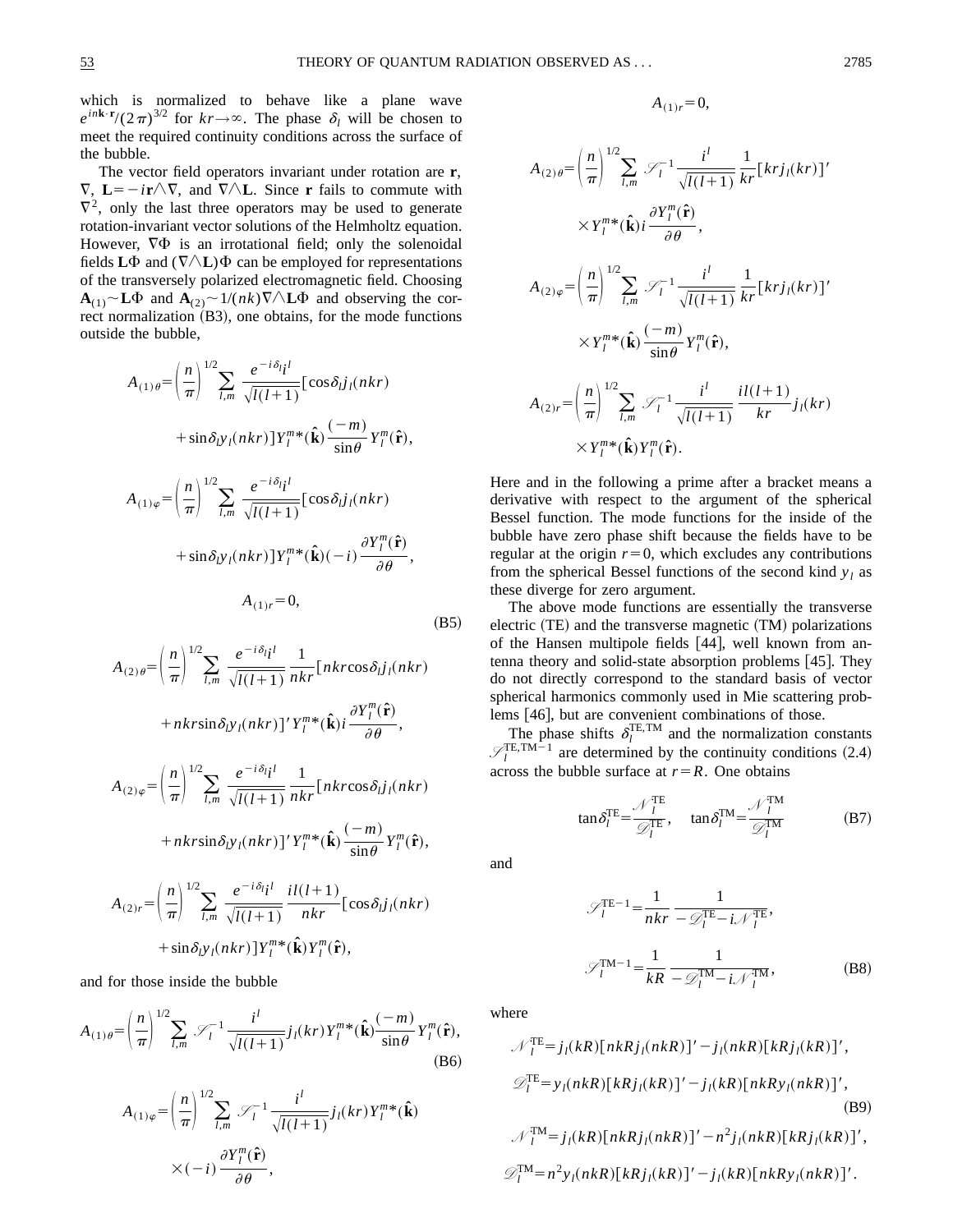which is normalized to behave like a plane wave $e^{in\mathbf{k}\cdot\mathbf{r}}/(2\pi)^{3/2}$ for $kr\to\infty$. The phase $\delta_l$ will be chosen to meet the required continuity conditions across the surface of the bubble.

The vector field operators invariant under rotation are $\mathbf{r}$, $\nabla$, $\mathbf{L}=-i\mathbf{r}\wedge\nabla$, and $\nabla\wedge\mathbf{L}$. Since $\mathbf{r}$ fails to commute with $\nabla^2$, only the last three operators may be used to generate rotation-invariant vector solutions of the Helmholtz equation. However, $\nabla\Phi$ is an irrotational field; only the solenoidal fields $\mathbf{L}\Phi$ and $(\nabla\wedge\mathbf{L})\Phi$ can be employed for representations of the transversely polarized electromagnetic field. Choosing $\mathbf{A}_{(1)}\sim\mathbf{L}\Phi$ and $\mathbf{A}_{(2)}\sim 1/(nk)\nabla\wedge\mathbf{L}\Phi$ and observing the correct normalization (B3), one obtains, for the mode functions outside the bubble,

$$
A_{(1)\theta}=\left(\frac{n}{\pi}\right)^{1/2}\sum_{l,m}\frac{e^{-i\delta_l}i^l}{\sqrt{l(l+1)}}[\cos\delta_l j_l(nkr)+\sin\delta_l y_l(nkr)]Y_l^{m*}(\hat{\mathbf{k}})\frac{(-m)}{\sin\theta}Y_l^m(\hat{\mathbf{r}}),
$$

$$
A_{(1)\varphi}=\left(\frac{n}{\pi}\right)^{1/2}\sum_{l,m}\frac{e^{-i\delta_l}i^l}{\sqrt{l(l+1)}}[\cos\delta_l j_l(nkr)+\sin\delta_l y_l(nkr)]Y_l^{m*}(\hat{\mathbf{k}})(-i)\frac{\partial Y_l^m(\hat{\mathbf{r}})}{\partial\theta},
$$

$$
A_{(1)r}=0, \tag{B5}
$$

$$
A_{(2)\theta}=\left(\frac{n}{\pi}\right)^{1/2}\sum_{l,m}\frac{e^{-i\delta_l}i^l}{\sqrt{l(l+1)}}\frac{1}{nkr}[nkr\cos\delta_l j_l(nkr)+nkr\sin\delta_l y_l(nkr)]'Y_l^{m*}(\hat{\mathbf{k}})i\frac{\partial Y_l^m(\hat{\mathbf{r}})}{\partial\theta},
$$

$$
A_{(2)\varphi}=\left(\frac{n}{\pi}\right)^{1/2}\sum_{l,m}\frac{e^{-i\delta_l}i^l}{\sqrt{l(l+1)}}\frac{1}{nkr}[nkr\cos\delta_l j_l(nkr)+nkr\sin\delta_l y_l(nkr)]'Y_l^{m*}(\hat{\mathbf{k}})\frac{(-m)}{\sin\theta}Y_l^m(\hat{\mathbf{r}}),
$$

$$
A_{(2)r}=\left(\frac{n}{\pi}\right)^{1/2}\sum_{l,m}\frac{e^{-i\delta_l}i^l}{\sqrt{l(l+1)}}\frac{il(l+1)}{nkr}[\cos\delta_l j_l(nkr)+\sin\delta_l y_l(nkr)]Y_l^{m*}(\hat{\mathbf{k}})Y_l^m(\hat{\mathbf{r}}),
$$

and for those inside the bubble

$$
A_{(1)\theta}=\left(\frac{n}{\pi}\right)^{1/2}\sum_{l,m}\mathscr{S}_l^{-1}\frac{i^l}{\sqrt{l(l+1)}}j_l(kr)Y_l^{m*}(\hat{\mathbf{k}})\frac{(-m)}{\sin\theta}Y_l^m(\hat{\mathbf{r}}), \tag{B6}
$$

$$
A_{(1)\varphi}=\left(\frac{n}{\pi}\right)^{1/2}\sum_{l,m}\mathscr{S}_l^{-1}\frac{i^l}{\sqrt{l(l+1)}}j_l(kr)Y_l^{m*}(\hat{\mathbf{k}})\times(-i)\frac{\partial Y_l^m(\hat{\mathbf{r}})}{\partial\theta},
$$

$$
A_{(1)r}=0,
$$

$$
A_{(2)\theta}=\left(\frac{n}{\pi}\right)^{1/2}\sum_{l,m}\mathscr{S}_l^{-1}\frac{i^l}{\sqrt{l(l+1)}}\frac{1}{kr}[krj_l(kr)]'\times Y_l^{m*}(\hat{\mathbf{k}})i\frac{\partial Y_l^m(\hat{\mathbf{r}})}{\partial\theta},
$$

$$
A_{(2)\varphi}=\left(\frac{n}{\pi}\right)^{1/2}\sum_{l,m}\mathscr{S}_l^{-1}\frac{i^l}{\sqrt{l(l+1)}}\frac{1}{kr}[krj_l(kr)]'\times Y_l^{m*}(\hat{\mathbf{k}})\frac{(-m)}{\sin\theta}Y_l^m(\hat{\mathbf{r}}),
$$

$$
A_{(2)r}=\left(\frac{n}{\pi}\right)^{1/2}\sum_{l,m}\mathscr{S}_l^{-1}\frac{i^l}{\sqrt{l(l+1)}}\frac{il(l+1)}{kr}j_l(kr)\times Y_l^{m*}(\hat{\mathbf{k}})Y_l^m(\hat{\mathbf{r}}).
$$

Here and in the following a prime after a bracket means a derivative with respect to the argument of the spherical Bessel function. The mode functions for the inside of the bubble have zero phase shift because the fields have to be regular at the origin $r=0$, which excludes any contributions from the spherical Bessel functions of the second kind $y_l$ as these diverge for zero argument.

The above mode functions are essentially the transverse electric (TE) and the transverse magnetic (TM) polarizations of the Hansen multipole fields [44], well known from antenna theory and solid-state absorption problems [45]. They do not directly correspond to the standard basis of vector spherical harmonics commonly used in Mie scattering problems [46], but are convenient combinations of those.

The phase shifts $\delta_l^{\mathrm{TE,TM}}$ and the normalization constants $\mathscr{S}_l^{\mathrm{TE,TM}-1}$ are determined by the continuity conditions (2.4) across the bubble surface at $r=R$. One obtains

$$
\tan\delta_l^{\mathrm{TE}}=\frac{\mathscr{N}_l^{\mathrm{TE}}}{\mathscr{D}_l^{\mathrm{TE}}},\quad \tan\delta_l^{\mathrm{TM}}=\frac{\mathscr{N}_l^{\mathrm{TM}}}{\mathscr{D}_l^{\mathrm{TM}}} \tag{B7}
$$

and

$$
\mathscr{S}_l^{\mathrm{TE}-1}=\frac{1}{nkr}\frac{1}{-\mathscr{D}_l^{\mathrm{TE}}-i\mathscr{N}_l^{\mathrm{TE}}},
$$

$$
\mathscr{S}_l^{\mathrm{TM}-1}=\frac{1}{kR}\frac{1}{-\mathscr{D}_l^{\mathrm{TM}}-i\mathscr{N}_l^{\mathrm{TM}}}, \tag{B8}
$$

where

$$
\mathscr{N}_l^{\mathrm{TE}}=j_l(kR)[nkRj_l(nkR)]'-j_l(nkR)[kRj_l(kR)]',
$$

$$
\mathscr{D}_l^{\mathrm{TE}}=y_l(nkR)[kRj_l(kR)]'-j_l(kR)[nkRy_l(nkR)]', \tag{B9}
$$

$$
\mathscr{N}_l^{\mathrm{TM}}=j_l(kR)[nkRj_l(nkR)]'-n^2j_l(nkR)[kRj_l(kR)]',
$$

$$
\mathscr{D}_l^{\mathrm{TM}}=n^2y_l(nkR)[kRj_l(kR)]'-j_l(kR)[nkRy_l(nkR)]'.
$$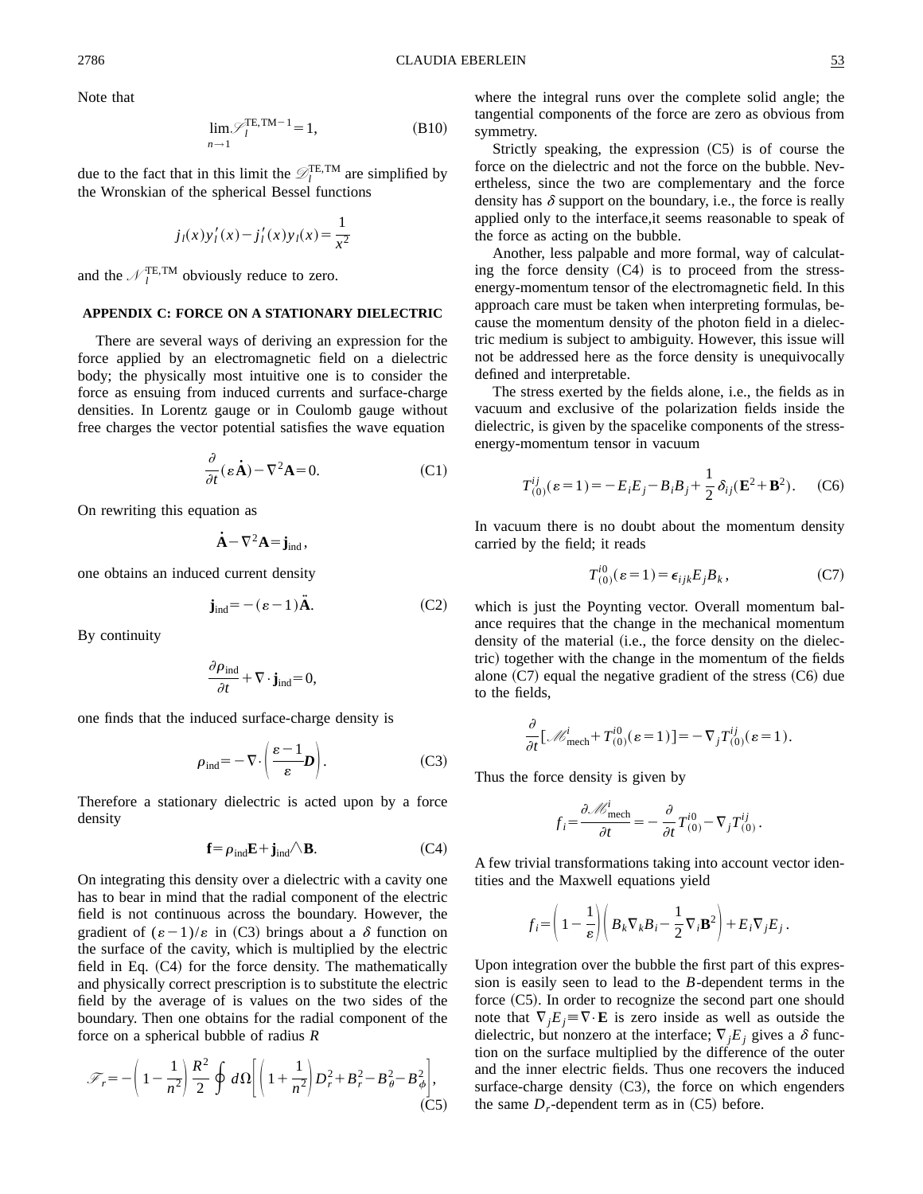Note that

$$\lim_{n\to 1} \mathscr{S}_l^{\mathrm{TE,TM}-1} = 1, \tag{B10}$$

due to the fact that in this limit the $\mathscr{D}_l^{\mathrm{TE,TM}}$ are simplified by the Wronskian of the spherical Bessel functions

$$j_l(x)y_l'(x) - j_l'(x)y_l(x) = \frac{1}{x^2}$$

and the $\mathscr{N}_l^{\mathrm{TE,TM}}$ obviously reduce to zero.

## APPENDIX C: FORCE ON A STATIONARY DIELECTRIC

There are several ways of deriving an expression for the force applied by an electromagnetic field on a dielectric body; the physically most intuitive one is to consider the force as ensuing from induced currents and surface-charge densities. In Lorentz gauge or in Coulomb gauge without free charges the vector potential satisfies the wave equation

$$\frac{\partial}{\partial t}(\varepsilon \dot{\mathbf{A}}) - \nabla^2 \mathbf{A} = 0. \tag{C1}$$

On rewriting this equation as

$$\dot{\mathbf{A}} - \nabla^2 \mathbf{A} = \mathbf{j}_{\mathrm{ind}},$$

one obtains an induced current density

$$\mathbf{j}_{\mathrm{ind}} = -(\varepsilon - 1)\ddot{\mathbf{A}}. \tag{C2}$$

By continuity

$$\frac{\partial \rho_{\mathrm{ind}}}{\partial t} + \nabla \cdot \mathbf{j}_{\mathrm{ind}} = 0,$$

one finds that the induced surface-charge density is

$$\rho_{\mathrm{ind}} = -\nabla \cdot \left( \frac{\varepsilon - 1}{\varepsilon} \boldsymbol{D} \right). \tag{C3}$$

Therefore a stationary dielectric is acted upon by a force density

$$\mathbf{f} = \rho_{\mathrm{ind}} \mathbf{E} + \mathbf{j}_{\mathrm{ind}} \wedge \mathbf{B}. \tag{C4}$$

On integrating this density over a dielectric with a cavity one has to bear in mind that the radial component of the electric field is not continuous across the boundary. However, the gradient of $(\varepsilon-1)/\varepsilon$ in (C3) brings about a $\delta$ function on the surface of the cavity, which is multiplied by the electric field in Eq. (C4) for the force density. The mathematically and physically correct prescription is to substitute the electric field by the average of is values on the two sides of the boundary. Then one obtains for the radial component of the force on a spherical bubble of radius $R$

$$\mathscr{F}_r = -\left(1 - \frac{1}{n^2}\right) \frac{R^2}{2} \oint d\Omega \left[ \left(1 + \frac{1}{n^2}\right) D_r^2 + B_r^2 - B_\theta^2 - B_\phi^2 \right], \tag{C5}$$

where the integral runs over the complete solid angle; the tangential components of the force are zero as obvious from symmetry.

Strictly speaking, the expression (C5) is of course the force on the dielectric and not the force on the bubble. Nevertheless, since the two are complementary and the force density has $\delta$ support on the boundary, i.e., the force is really applied only to the interface,it seems reasonable to speak of the force as acting on the bubble.

Another, less palpable and more formal, way of calculating the force density (C4) is to proceed from the stress-energy-momentum tensor of the electromagnetic field. In this approach care must be taken when interpreting formulas, because the momentum density of the photon field in a dielectric medium is subject to ambiguity. However, this issue will not be addressed here as the force density is unequivocally defined and interpretable.

The stress exerted by the fields alone, i.e., the fields as in vacuum and exclusive of the polarization fields inside the dielectric, is given by the spacelike components of the stress-energy-momentum tensor in vacuum

$$T_{(0)}^{ij}(\varepsilon = 1) = -E_i E_j - B_i B_j + \frac{1}{2}\delta_{ij}(\mathbf{E}^2 + \mathbf{B}^2). \tag{C6}$$

In vacuum there is no doubt about the momentum density carried by the field; it reads

$$T_{(0)}^{i0}(\varepsilon = 1) = \epsilon_{ijk} E_j B_k, \tag{C7}$$

which is just the Poynting vector. Overall momentum balance requires that the change in the mechanical momentum density of the material (i.e., the force density on the dielectric) together with the change in the momentum of the fields alone (C7) equal the negative gradient of the stress (C6) due to the fields,

$$\frac{\partial}{\partial t}[\mathscr{M}_{\mathrm{mech}}^i + T_{(0)}^{i0}(\varepsilon = 1)] = -\nabla_j T_{(0)}^{ij}(\varepsilon = 1).$$

Thus the force density is given by

$$f_i = \frac{\partial \mathscr{M}_{\mathrm{mech}}^i}{\partial t} = -\frac{\partial}{\partial t} T_{(0)}^{i0} - \nabla_j T_{(0)}^{ij}.$$

A few trivial transformations taking into account vector identities and the Maxwell equations yield

$$f_i = \left(1 - \frac{1}{\varepsilon}\right)\left(B_k \nabla_k B_i - \frac{1}{2}\nabla_i \mathbf{B}^2\right) + E_i \nabla_j E_j.$$

Upon integration over the bubble the first part of this expression is easily seen to lead to the $B$-dependent terms in the force (C5). In order to recognize the second part one should note that $\nabla_j E_j \equiv \nabla \cdot \mathbf{E}$ is zero inside as well as outside the dielectric, but nonzero at the interface; $\nabla_j E_j$ gives a $\delta$ function on the surface multiplied by the difference of the outer and the inner electric fields. Thus one recovers the induced surface-charge density (C3), the force on which engenders the same $D_r$-dependent term as in (C5) before.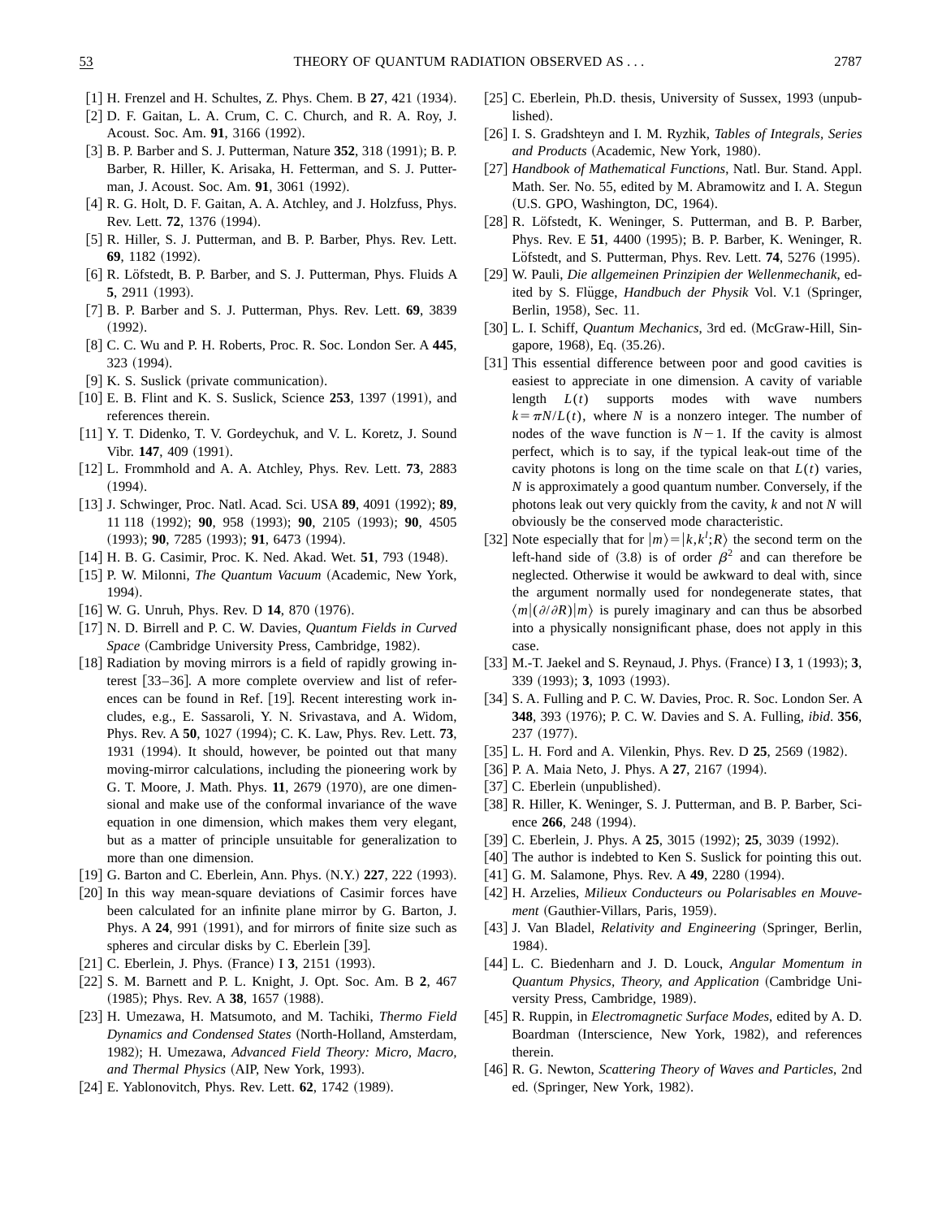[1] H. Frenzel and H. Schultes, Z. Phys. Chem. B **27**, 421 (1934).

[2] D. F. Gaitan, L. A. Crum, C. C. Church, and R. A. Roy, J. Acoust. Soc. Am. **91**, 3166 (1992).

[3] B. P. Barber and S. J. Putterman, Nature **352**, 318 (1991); B. P. Barber, R. Hiller, K. Arisaka, H. Fetterman, and S. J. Putterman, J. Acoust. Soc. Am. **91**, 3061 (1992).

[4] R. G. Holt, D. F. Gaitan, A. A. Atchley, and J. Holzfuss, Phys. Rev. Lett. **72**, 1376 (1994).

[5] R. Hiller, S. J. Putterman, and B. P. Barber, Phys. Rev. Lett. **69**, 1182 (1992).

[6] R. Löfstedt, B. P. Barber, and S. J. Putterman, Phys. Fluids A **5**, 2911 (1993).

[7] B. P. Barber and S. J. Putterman, Phys. Rev. Lett. **69**, 3839 (1992).

[8] C. C. Wu and P. H. Roberts, Proc. R. Soc. London Ser. A **445**, 323 (1994).

[9] K. S. Suslick (private communication).

[10] E. B. Flint and K. S. Suslick, Science **253**, 1397 (1991), and references therein.

[11] Y. T. Didenko, T. V. Gordeychuk, and V. L. Koretz, J. Sound Vibr. **147**, 409 (1991).

[12] L. Frommhold and A. A. Atchley, Phys. Rev. Lett. **73**, 2883 (1994).

[13] J. Schwinger, Proc. Natl. Acad. Sci. USA **89**, 4091 (1992); **89**, 11 118 (1992); **90**, 958 (1993); **90**, 2105 (1993); **90**, 4505 (1993); **90**, 7285 (1993); **91**, 6473 (1994).

[14] H. B. G. Casimir, Proc. K. Ned. Akad. Wet. **51**, 793 (1948).

[15] P. W. Milonni, *The Quantum Vacuum* (Academic, New York, 1994).

[16] W. G. Unruh, Phys. Rev. D **14**, 870 (1976).

[17] N. D. Birrell and P. C. W. Davies, *Quantum Fields in Curved Space* (Cambridge University Press, Cambridge, 1982).

[18] Radiation by moving mirrors is a field of rapidly growing interest [33–36]. A more complete overview and list of references can be found in Ref. [19]. Recent interesting work includes, e.g., E. Sassaroli, Y. N. Srivastava, and A. Widom, Phys. Rev. A **50**, 1027 (1994); C. K. Law, Phys. Rev. Lett. **73**, 1931 (1994). It should, however, be pointed out that many moving-mirror calculations, including the pioneering work by G. T. Moore, J. Math. Phys. **11**, 2679 (1970), are one dimensional and make use of the conformal invariance of the wave equation in one dimension, which makes them very elegant, but as a matter of principle unsuitable for generalization to more than one dimension.

[19] G. Barton and C. Eberlein, Ann. Phys. (N.Y.) **227**, 222 (1993).

[20] In this way mean-square deviations of Casimir forces have been calculated for an infinite plane mirror by G. Barton, J. Phys. A **24**, 991 (1991), and for mirrors of finite size such as spheres and circular disks by C. Eberlein [39].

[21] C. Eberlein, J. Phys. (France) I **3**, 2151 (1993).

[22] S. M. Barnett and P. L. Knight, J. Opt. Soc. Am. B **2**, 467 (1985); Phys. Rev. A **38**, 1657 (1988).

[23] H. Umezawa, H. Matsumoto, and M. Tachiki, *Thermo Field Dynamics and Condensed States* (North-Holland, Amsterdam, 1982); H. Umezawa, *Advanced Field Theory: Micro, Macro, and Thermal Physics* (AIP, New York, 1993).

[24] E. Yablonovitch, Phys. Rev. Lett. **62**, 1742 (1989).

[25] C. Eberlein, Ph.D. thesis, University of Sussex, 1993 (unpublished).

[26] I. S. Gradshteyn and I. M. Ryzhik, *Tables of Integrals, Series and Products* (Academic, New York, 1980).

[27] *Handbook of Mathematical Functions*, Natl. Bur. Stand. Appl. Math. Ser. No. 55, edited by M. Abramowitz and I. A. Stegun (U.S. GPO, Washington, DC, 1964).

[28] R. Löfstedt, K. Weninger, S. Putterman, and B. P. Barber, Phys. Rev. E **51**, 4400 (1995); B. P. Barber, K. Weninger, R. Löfstedt, and S. Putterman, Phys. Rev. Lett. **74**, 5276 (1995).

[29] W. Pauli, *Die allgemeinen Prinzipien der Wellenmechanik*, edited by S. Flügge, *Handbuch der Physik* Vol. V.1 (Springer, Berlin, 1958), Sec. 11.

[30] L. I. Schiff, *Quantum Mechanics*, 3rd ed. (McGraw-Hill, Singapore, 1968), Eq. (35.26).

[31] This essential difference between poor and good cavities is easiest to appreciate in one dimension. A cavity of variable length $L(t)$ supports modes with wave numbers $k=\pi N/L(t)$, where $N$ is a nonzero integer. The number of nodes of the wave function is $N-1$. If the cavity is almost perfect, which is to say, if the typical leak-out time of the cavity photons is long on the time scale on that $L(t)$ varies, $N$ is approximately a good quantum number. Conversely, if the photons leak out very quickly from the cavity, $k$ and not $N$ will obviously be the conserved mode characteristic.

[32] Note especially that for $|m\rangle=|k,k^l;R\rangle$ the second term on the left-hand side of (3.8) is of order $\beta^2$ and can therefore be neglected. Otherwise it would be awkward to deal with, since the argument normally used for nondegenerate states, that $\langle m|(\partial/\partial R)|m\rangle$ is purely imaginary and can thus be absorbed into a physically nonsignificant phase, does not apply in this case.

[33] M.-T. Jaekel and S. Reynaud, J. Phys. (France) I **3**, 1 (1993); **3**, 339 (1993); **3**, 1093 (1993).

[34] S. A. Fulling and P. C. W. Davies, Proc. R. Soc. London Ser. A **348**, 393 (1976); P. C. W. Davies and S. A. Fulling, *ibid.* **356**, 237 (1977).

[35] L. H. Ford and A. Vilenkin, Phys. Rev. D **25**, 2569 (1982).

[36] P. A. Maia Neto, J. Phys. A **27**, 2167 (1994).

[37] C. Eberlein (unpublished).

[38] R. Hiller, K. Weninger, S. J. Putterman, and B. P. Barber, Science **266**, 248 (1994).

[39] C. Eberlein, J. Phys. A **25**, 3015 (1992); **25**, 3039 (1992).

[40] The author is indebted to Ken S. Suslick for pointing this out.

[41] G. M. Salamone, Phys. Rev. A **49**, 2280 (1994).

[42] H. Arzelies, *Milieux Conducteurs ou Polarisables en Mouvement* (Gauthier-Villars, Paris, 1959).

[43] J. Van Bladel, *Relativity and Engineering* (Springer, Berlin, 1984).

[44] L. C. Biedenharn and J. D. Louck, *Angular Momentum in Quantum Physics, Theory, and Application* (Cambridge University Press, Cambridge, 1989).

[45] R. Ruppin, in *Electromagnetic Surface Modes*, edited by A. D. Boardman (Interscience, New York, 1982), and references therein.

[46] R. G. Newton, *Scattering Theory of Waves and Particles*, 2nd ed. (Springer, New York, 1982).